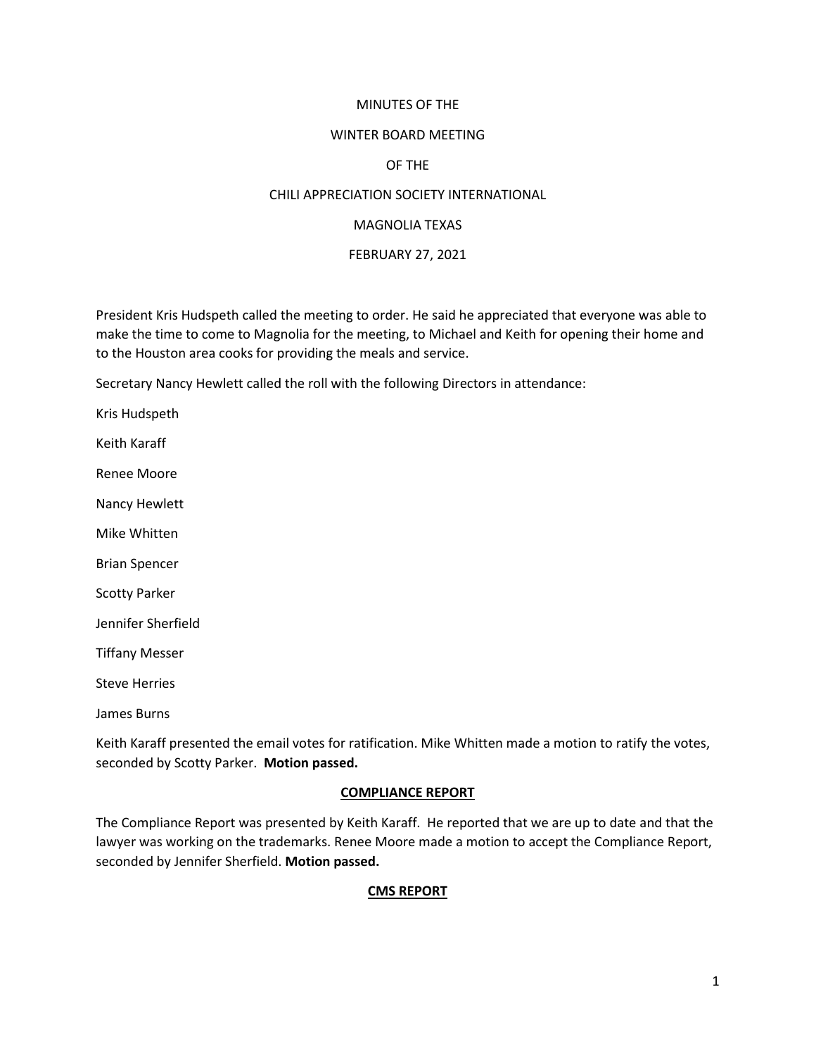# MINUTES OF THE

# WINTER BOARD MEETING

# OF THE

# CHILI APPRECIATION SOCIETY INTERNATIONAL

# MAGNOLIA TEXAS

# FEBRUARY 27, 2021

President Kris Hudspeth called the meeting to order. He said he appreciated that everyone was able to make the time to come to Magnolia for the meeting, to Michael and Keith for opening their home and to the Houston area cooks for providing the meals and service.

Secretary Nancy Hewlett called the roll with the following Directors in attendance:

Kris Hudspeth

Keith Karaff

Renee Moore

Nancy Hewlett

Mike Whitten

Brian Spencer

Scotty Parker

Jennifer Sherfield

Tiffany Messer

Steve Herries

James Burns

Keith Karaff presented the email votes for ratification. Mike Whitten made a motion to ratify the votes, seconded by Scotty Parker. **Motion passed.**

## COMPLIANCE REPORT

The Compliance Report was presented by Keith Karaff. He reported that we are up to date and that the lawyer was working on the trademarks. Renee Moore made a motion to accept the Compliance Report, seconded by Jennifer Sherfield. **Motion passed.**

## CMS REPORT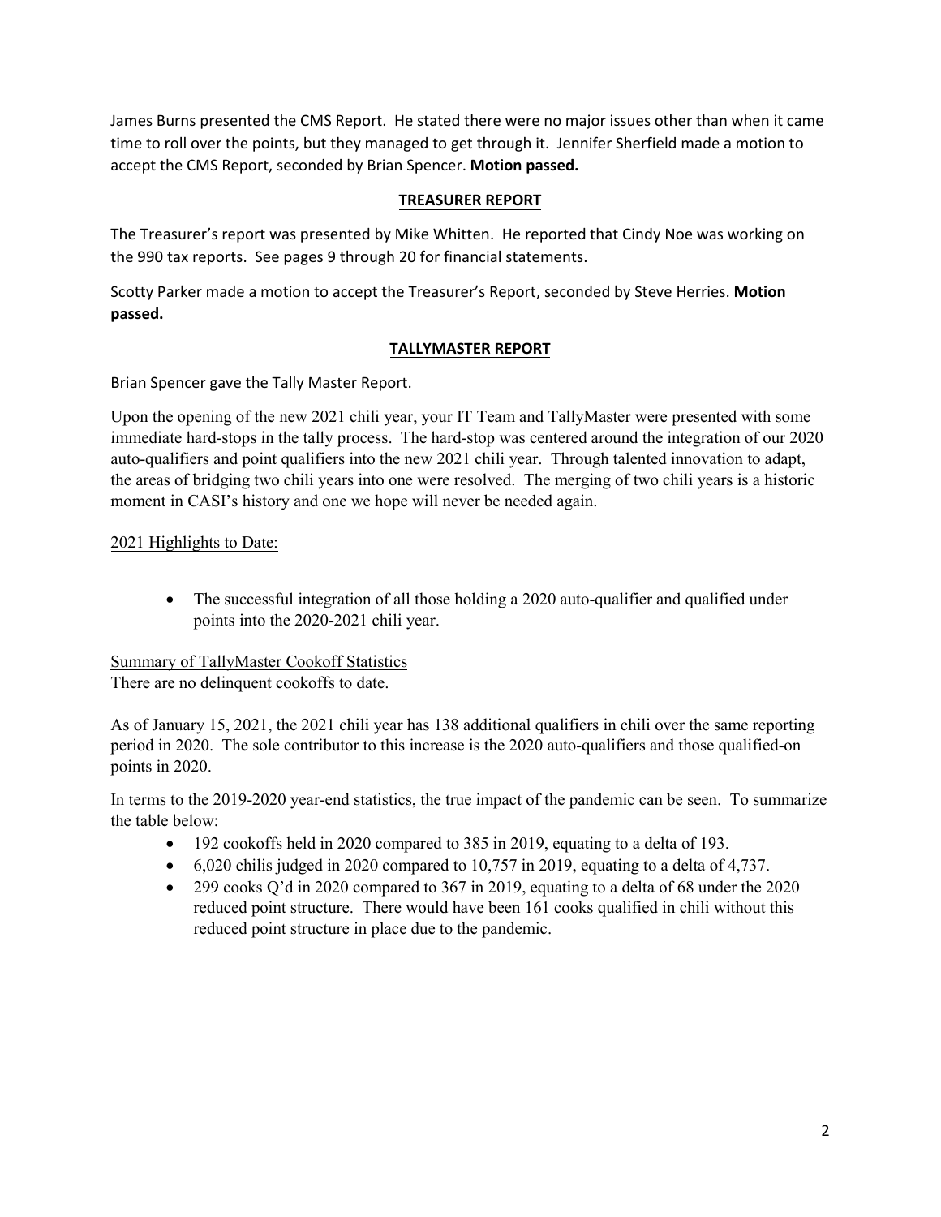James Burns presented the CMS Report. He stated there were no major issues other than when it came time to roll over the points, but they managed to get through it. Jennifer Sherfield made a motion to accept the CMS Report, seconded by Brian Spencer. **Motion passed.**

## TREASURER REPORT

The Treasurer's report was presented by Mike Whitten. He reported that Cindy Noe was working on the 990 tax reports. See pages 9 through 20 for financial statements.

Scotty Parker made a motion to accept the Treasurer's Report, seconded by Steve Herries. **Motion passed.**

## TALLYMASTER REPORT

Brian Spencer gave the Tally Master Report.

Upon the opening of the new 2021 chili year, your IT Team and TallyMaster were presented with some immediate hard-stops in the tally process. The hard-stop was centered around the integration of our 2020 auto-qualifiers and point qualifiers into the new 2021 chili year. Through talented innovation to adapt, the areas of bridging two chili years into one were resolved. The merging of two chili years is a historic moment in CASI's history and one we hope will never be needed again.

2021 Highlights to Date:

- The successful integration of all those holding a 2020 auto-qualifier and qualified under points into the 2020-2021 chili year.

Summary of TallyMaster Cookoff Statistics
There are no delinquent cookoffs to date.

As of January 15, 2021, the 2021 chili year has 138 additional qualifiers in chili over the same reporting period in 2020. The sole contributor to this increase is the 2020 auto-qualifiers and those qualified-on points in 2020.

In terms to the 2019-2020 year-end statistics, the true impact of the pandemic can be seen. To summarize the table below:

- 192 cookoffs held in 2020 compared to 385 in 2019, equating to a delta of 193.
- 6,020 chilis judged in 2020 compared to 10,757 in 2019, equating to a delta of 4,737.
- 299 cooks Q'd in 2020 compared to 367 in 2019, equating to a delta of 68 under the 2020 reduced point structure. There would have been 161 cooks qualified in chili without this reduced point structure in place due to the pandemic.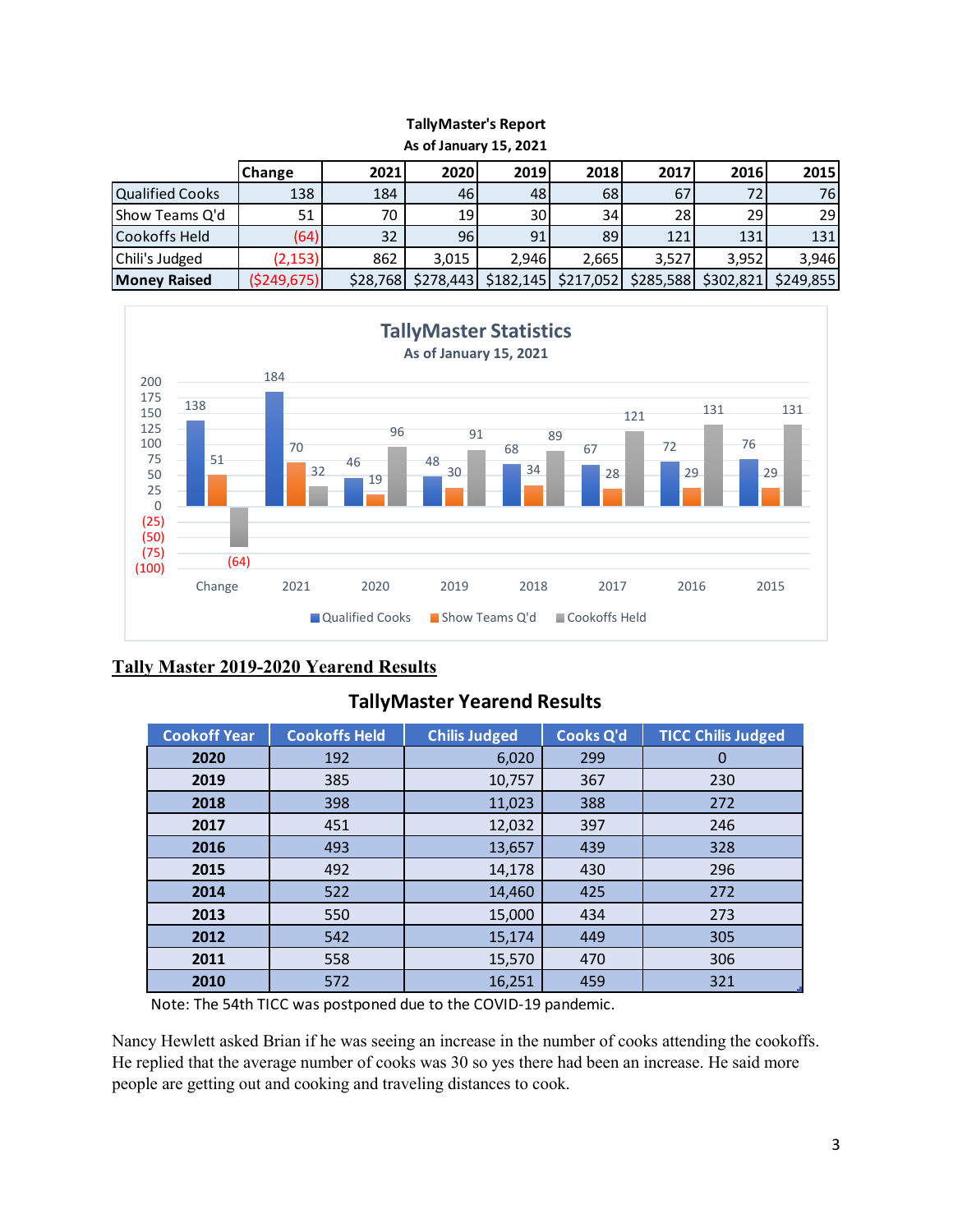**TallyMaster's Report**
**As of January 15, 2021**

| | Change | 2021 | 2020 | 2019 | 2018 | 2017 | 2016 | 2015 |
|---|---|---|---|---|---|---|---|---|
| Qualified Cooks | 138 | 184 | 46 | 48 | 68 | 67 | 72 | 76 |
| Show Teams Q'd | 51 | 70 | 19 | 30 | 34 | 28 | 29 | 29 |
| Cookoffs Held | (64) | 32 | 96 | 91 | 89 | 121 | 131 | 131 |
| Chili's Judged | (2,153) | 862 | 3,015 | 2,946 | 2,665 | 3,527 | 3,952 | 3,946 |
| **Money Raised** | ($249,675) | $28,768 | $278,443 | $182,145 | $217,052 | $285,588 | $302,821 | $249,855 |

**TallyMaster Statistics**
As of January 15, 2021

| | Change | 2021 | 2020 | 2019 | 2018 | 2017 | 2016 | 2015 |
|---|---|---|---|---|---|---|---|---|
| Qualified Cooks | 138 | 184 | 46 | 48 | 68 | 67 | 72 | 76 |
| Show Teams Q'd | 51 | 70 | 19 | 30 | 34 | 28 | 29 | 29 |
| Cookoffs Held | (64) | 32 | 96 | 91 | 89 | 121 | 131 | 131 |

## Tally Master 2019-2020 Yearend Results

**TallyMaster Yearend Results**

| Cookoff Year | Cookoffs Held | Chilis Judged | Cooks Q'd | TICC Chilis Judged |
|---|---|---|---|---|
| **2020** | 192 | 6,020 | 299 | 0 |
| **2019** | 385 | 10,757 | 367 | 230 |
| **2018** | 398 | 11,023 | 388 | 272 |
| **2017** | 451 | 12,032 | 397 | 246 |
| **2016** | 493 | 13,657 | 439 | 328 |
| **2015** | 492 | 14,178 | 430 | 296 |
| **2014** | 522 | 14,460 | 425 | 272 |
| **2013** | 550 | 15,000 | 434 | 273 |
| **2012** | 542 | 15,174 | 449 | 305 |
| **2011** | 558 | 15,570 | 470 | 306 |
| **2010** | 572 | 16,251 | 459 | 321 |

Note: The 54th TICC was postponed due to the COVID-19 pandemic.

Nancy Hewlett asked Brian if he was seeing an increase in the number of cooks attending the cookoffs. He replied that the average number of cooks was 30 so yes there had been an increase. He said more people are getting out and cooking and traveling distances to cook.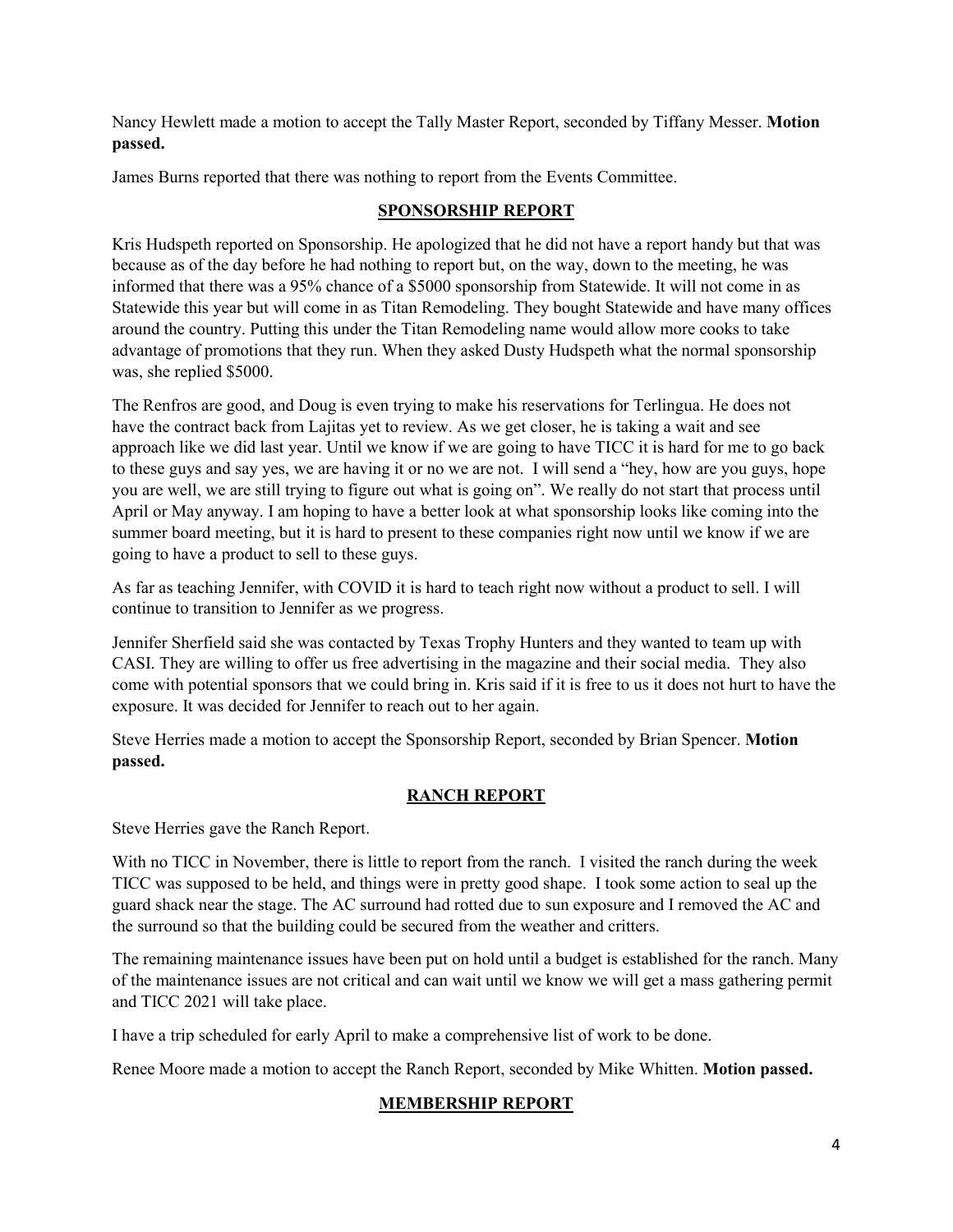Nancy Hewlett made a motion to accept the Tally Master Report, seconded by Tiffany Messer. **Motion passed.**

James Burns reported that there was nothing to report from the Events Committee.

## SPONSORSHIP REPORT

Kris Hudspeth reported on Sponsorship. He apologized that he did not have a report handy but that was because as of the day before he had nothing to report but, on the way, down to the meeting, he was informed that there was a 95% chance of a $5000 sponsorship from Statewide. It will not come in as Statewide this year but will come in as Titan Remodeling. They bought Statewide and have many offices around the country. Putting this under the Titan Remodeling name would allow more cooks to take advantage of promotions that they run. When they asked Dusty Hudspeth what the normal sponsorship was, she replied $5000.

The Renfros are good, and Doug is even trying to make his reservations for Terlingua. He does not have the contract back from Lajitas yet to review. As we get closer, he is taking a wait and see approach like we did last year. Until we know if we are going to have TICC it is hard for me to go back to these guys and say yes, we are having it or no we are not. I will send a "hey, how are you guys, hope you are well, we are still trying to figure out what is going on". We really do not start that process until April or May anyway. I am hoping to have a better look at what sponsorship looks like coming into the summer board meeting, but it is hard to present to these companies right now until we know if we are going to have a product to sell to these guys.

As far as teaching Jennifer, with COVID it is hard to teach right now without a product to sell. I will continue to transition to Jennifer as we progress.

Jennifer Sherfield said she was contacted by Texas Trophy Hunters and they wanted to team up with CASI. They are willing to offer us free advertising in the magazine and their social media. They also come with potential sponsors that we could bring in. Kris said if it is free to us it does not hurt to have the exposure. It was decided for Jennifer to reach out to her again.

Steve Herries made a motion to accept the Sponsorship Report, seconded by Brian Spencer. **Motion passed.**

## RANCH REPORT

Steve Herries gave the Ranch Report.

With no TICC in November, there is little to report from the ranch. I visited the ranch during the week TICC was supposed to be held, and things were in pretty good shape. I took some action to seal up the guard shack near the stage. The AC surround had rotted due to sun exposure and I removed the AC and the surround so that the building could be secured from the weather and critters.

The remaining maintenance issues have been put on hold until a budget is established for the ranch. Many of the maintenance issues are not critical and can wait until we know we will get a mass gathering permit and TICC 2021 will take place.

I have a trip scheduled for early April to make a comprehensive list of work to be done.

Renee Moore made a motion to accept the Ranch Report, seconded by Mike Whitten. **Motion passed.**

## MEMBERSHIP REPORT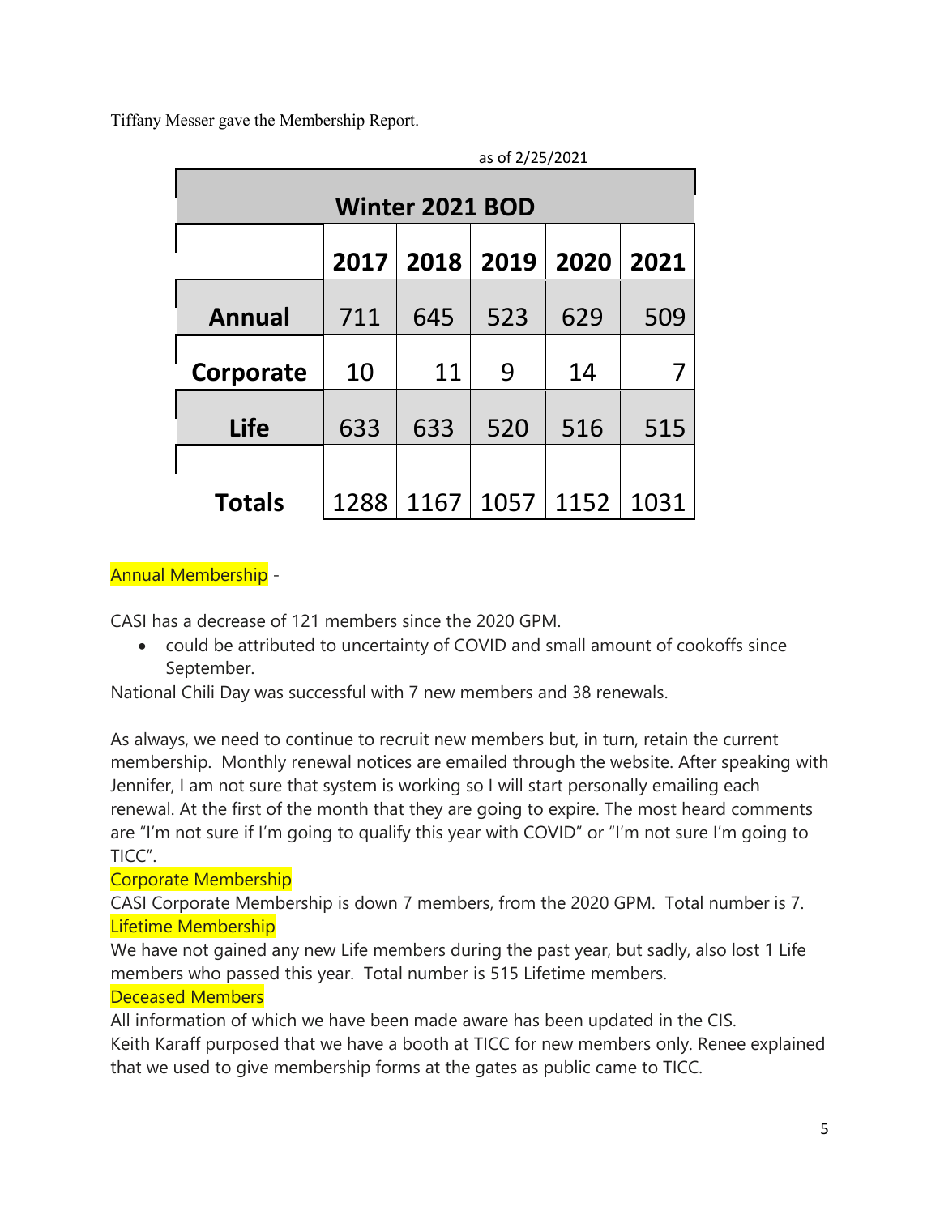Tiffany Messer gave the Membership Report.

as of 2/25/2021

| Winter 2021 BOD | | | | | |
|---|---|---|---|---|---|
| | **2017** | **2018** | **2019** | **2020** | **2021** |
| **Annual** | 711 | 645 | 523 | 629 | 509 |
| **Corporate** | 10 | 11 | 9 | 14 | 7 |
| **Life** | 633 | 633 | 520 | 516 | 515 |
| **Totals** | 1288 | 1167 | 1057 | 1152 | 1031 |

Annual Membership -

CASI has a decrease of 121 members since the 2020 GPM.

- could be attributed to uncertainty of COVID and small amount of cookoffs since September.

National Chili Day was successful with 7 new members and 38 renewals.

As always, we need to continue to recruit new members but, in turn, retain the current membership. Monthly renewal notices are emailed through the website. After speaking with Jennifer, I am not sure that system is working so I will start personally emailing each renewal. At the first of the month that they are going to expire. The most heard comments are "I'm not sure if I'm going to qualify this year with COVID" or "I'm not sure I'm going to TICC".

Corporate Membership

CASI Corporate Membership is down 7 members, from the 2020 GPM. Total number is 7.

Lifetime Membership

We have not gained any new Life members during the past year, but sadly, also lost 1 Life members who passed this year. Total number is 515 Lifetime members.

Deceased Members

All information of which we have been made aware has been updated in the CIS.

Keith Karaff purposed that we have a booth at TICC for new members only. Renee explained that we used to give membership forms at the gates as public came to TICC.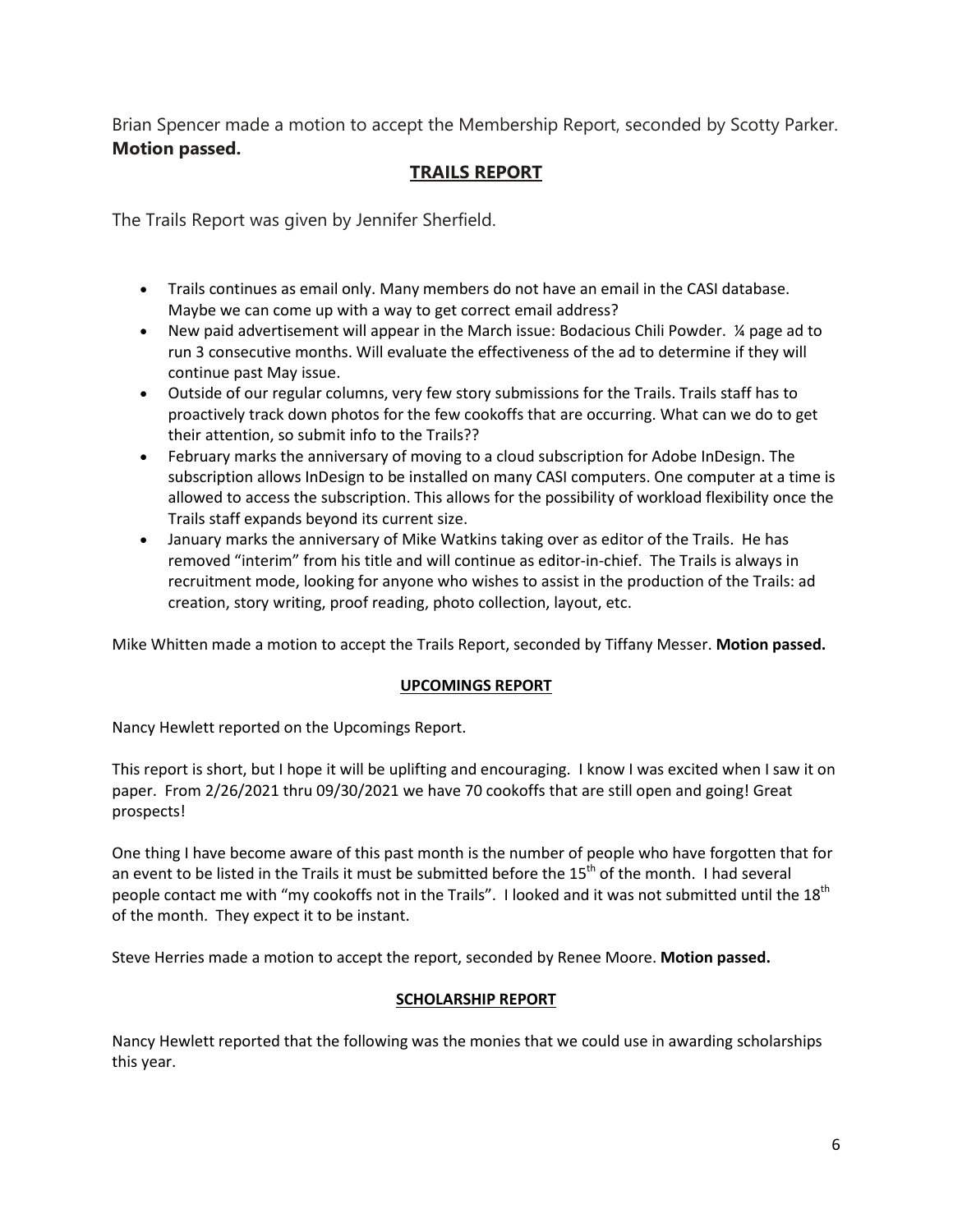Brian Spencer made a motion to accept the Membership Report, seconded by Scotty Parker. **Motion passed.**

## TRAILS REPORT

The Trails Report was given by Jennifer Sherfield.

- Trails continues as email only. Many members do not have an email in the CASI database. Maybe we can come up with a way to get correct email address?
- New paid advertisement will appear in the March issue: Bodacious Chili Powder. ¼ page ad to run 3 consecutive months. Will evaluate the effectiveness of the ad to determine if they will continue past May issue.
- Outside of our regular columns, very few story submissions for the Trails. Trails staff has to proactively track down photos for the few cookoffs that are occurring. What can we do to get their attention, so submit info to the Trails??
- February marks the anniversary of moving to a cloud subscription for Adobe InDesign. The subscription allows InDesign to be installed on many CASI computers. One computer at a time is allowed to access the subscription. This allows for the possibility of workload flexibility once the Trails staff expands beyond its current size.
- January marks the anniversary of Mike Watkins taking over as editor of the Trails. He has removed "interim" from his title and will continue as editor-in-chief. The Trails is always in recruitment mode, looking for anyone who wishes to assist in the production of the Trails: ad creation, story writing, proof reading, photo collection, layout, etc.

Mike Whitten made a motion to accept the Trails Report, seconded by Tiffany Messer. **Motion passed.**

## UPCOMINGS REPORT

Nancy Hewlett reported on the Upcomings Report.

This report is short, but I hope it will be uplifting and encouraging. I know I was excited when I saw it on paper. From 2/26/2021 thru 09/30/2021 we have 70 cookoffs that are still open and going! Great prospects!

One thing I have become aware of this past month is the number of people who have forgotten that for an event to be listed in the Trails it must be submitted before the 15th of the month. I had several people contact me with "my cookoffs not in the Trails". I looked and it was not submitted until the 18th of the month. They expect it to be instant.

Steve Herries made a motion to accept the report, seconded by Renee Moore. **Motion passed.**

## SCHOLARSHIP REPORT

Nancy Hewlett reported that the following was the monies that we could use in awarding scholarships this year.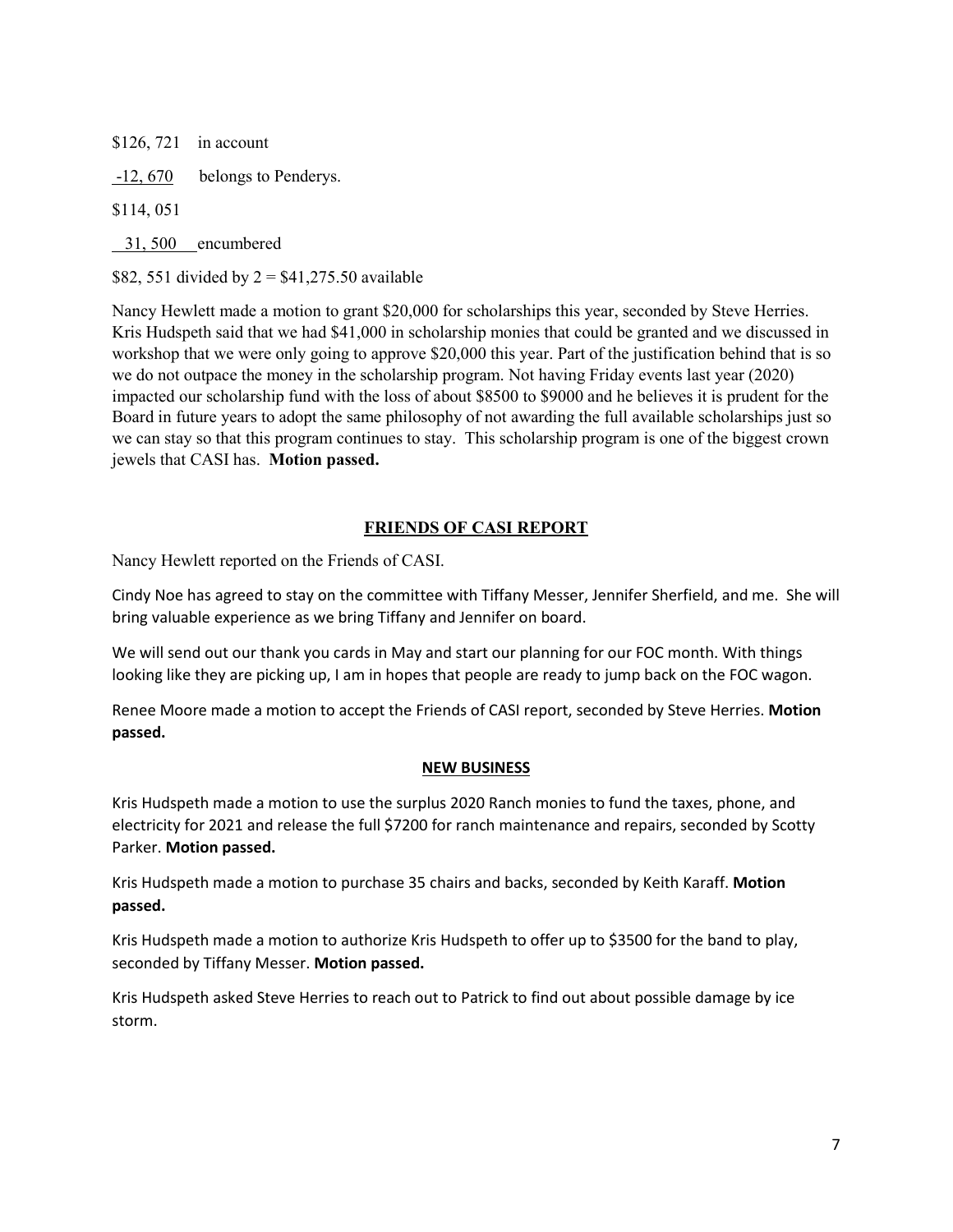$126, 721 in account

-12, 670 belongs to Penderys.

$114, 051

31, 500 encumbered

$82, 551 divided by 2 = $41,275.50 available

Nancy Hewlett made a motion to grant $20,000 for scholarships this year, seconded by Steve Herries. Kris Hudspeth said that we had $41,000 in scholarship monies that could be granted and we discussed in workshop that we were only going to approve $20,000 this year. Part of the justification behind that is so we do not outpace the money in the scholarship program. Not having Friday events last year (2020) impacted our scholarship fund with the loss of about $8500 to $9000 and he believes it is prudent for the Board in future years to adopt the same philosophy of not awarding the full available scholarships just so we can stay so that this program continues to stay. This scholarship program is one of the biggest crown jewels that CASI has. **Motion passed.**

## FRIENDS OF CASI REPORT

Nancy Hewlett reported on the Friends of CASI.

Cindy Noe has agreed to stay on the committee with Tiffany Messer, Jennifer Sherfield, and me. She will bring valuable experience as we bring Tiffany and Jennifer on board.

We will send out our thank you cards in May and start our planning for our FOC month. With things looking like they are picking up, I am in hopes that people are ready to jump back on the FOC wagon.

Renee Moore made a motion to accept the Friends of CASI report, seconded by Steve Herries. **Motion passed.**

## NEW BUSINESS

Kris Hudspeth made a motion to use the surplus 2020 Ranch monies to fund the taxes, phone, and electricity for 2021 and release the full $7200 for ranch maintenance and repairs, seconded by Scotty Parker. **Motion passed.**

Kris Hudspeth made a motion to purchase 35 chairs and backs, seconded by Keith Karaff. **Motion passed.**

Kris Hudspeth made a motion to authorize Kris Hudspeth to offer up to $3500 for the band to play, seconded by Tiffany Messer. **Motion passed.**

Kris Hudspeth asked Steve Herries to reach out to Patrick to find out about possible damage by ice storm.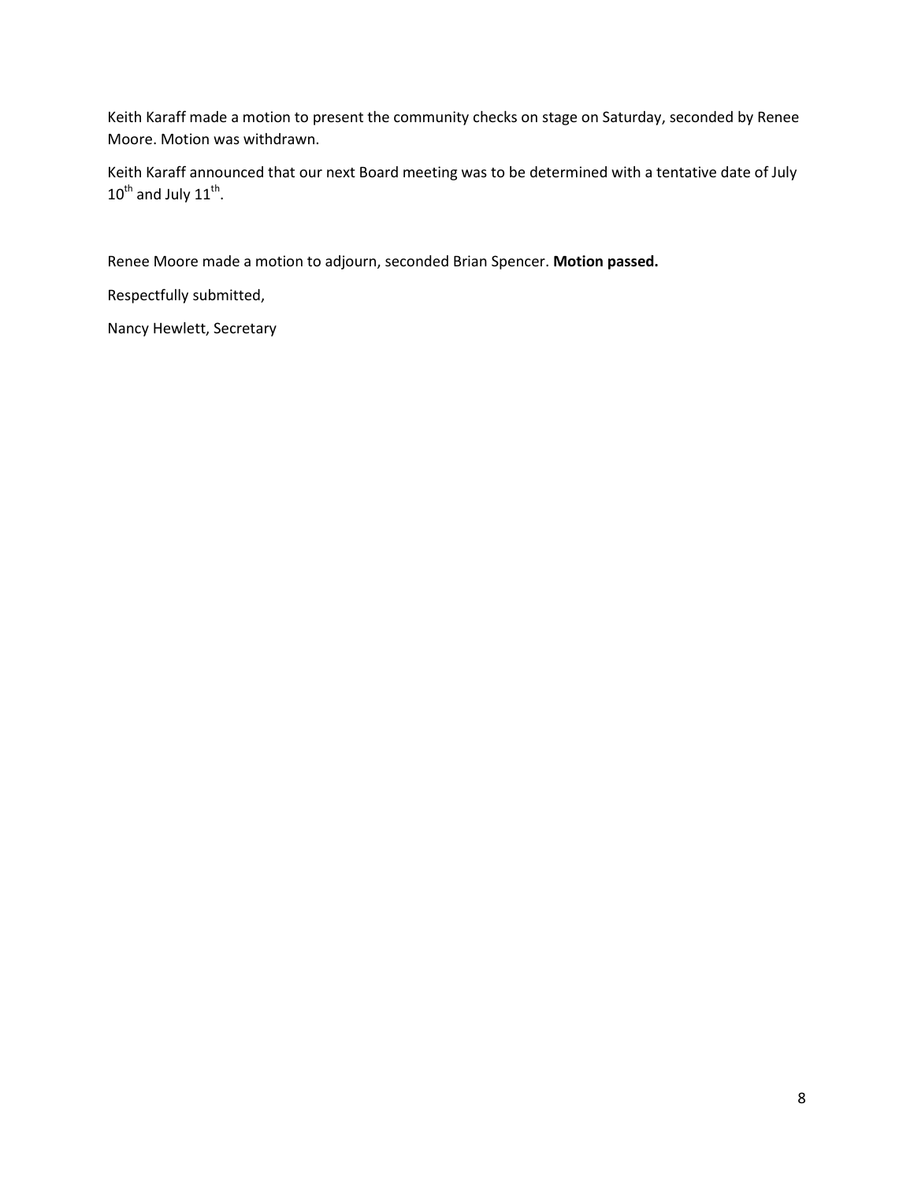Keith Karaff made a motion to present the community checks on stage on Saturday, seconded by Renee Moore. Motion was withdrawn.

Keith Karaff announced that our next Board meeting was to be determined with a tentative date of July 10th and July 11th.

Renee Moore made a motion to adjourn, seconded Brian Spencer. **Motion passed.**

Respectfully submitted,

Nancy Hewlett, Secretary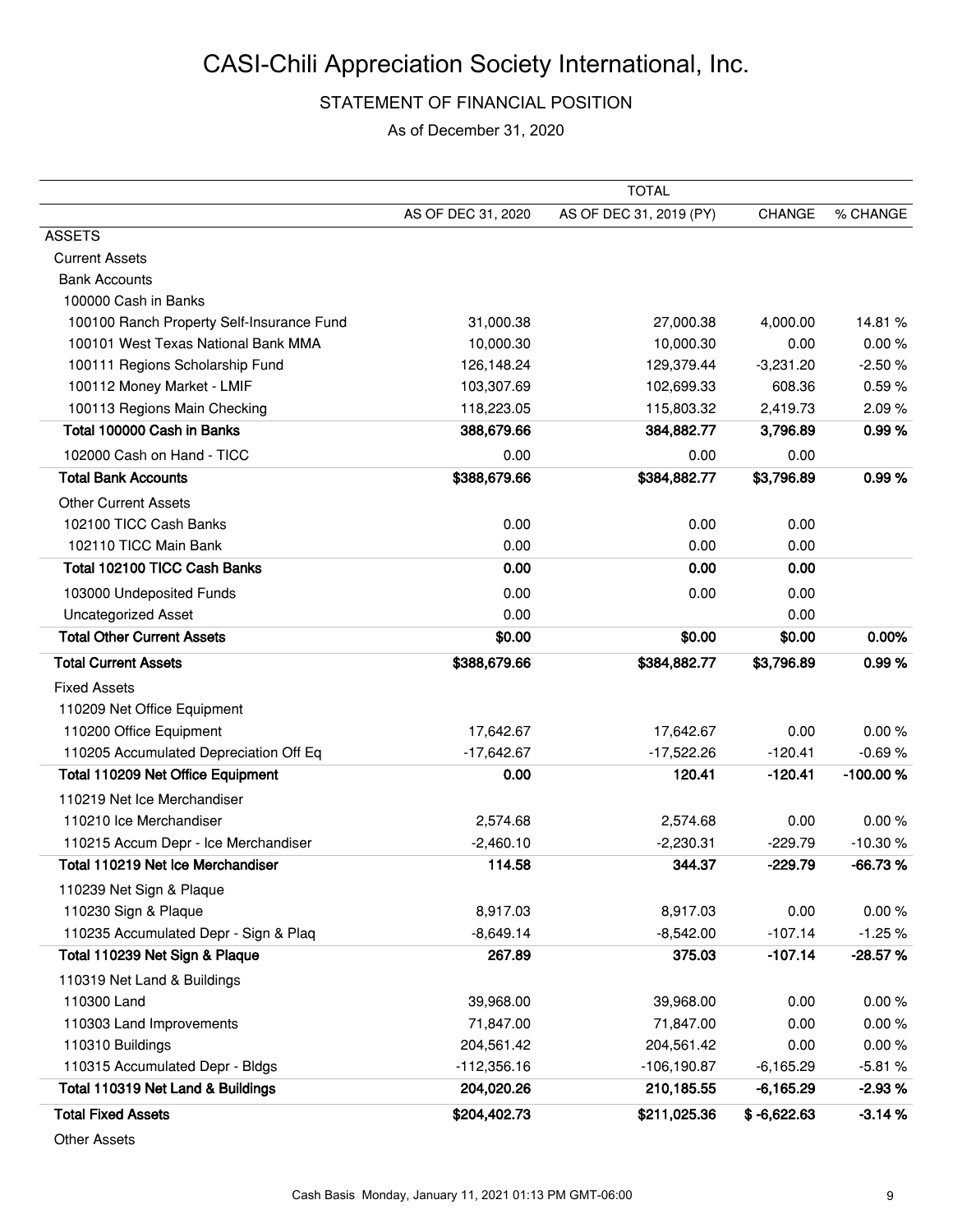# CASI-Chili Appreciation Society International, Inc.

## STATEMENT OF FINANCIAL POSITION

As of December 31, 2020

| | TOTAL | | | |
|---|---|---|---|---|
| | AS OF DEC 31, 2020 | AS OF DEC 31, 2019 (PY) | CHANGE | % CHANGE |
| ASSETS | | | | |
| Current Assets | | | | |
| Bank Accounts | | | | |
| 100000 Cash in Banks | | | | |
| 100100 Ranch Property Self-Insurance Fund | 31,000.38 | 27,000.38 | 4,000.00 | 14.81 % |
| 100101 West Texas National Bank MMA | 10,000.30 | 10,000.30 | 0.00 | 0.00 % |
| 100111 Regions Scholarship Fund | 126,148.24 | 129,379.44 | -3,231.20 | -2.50 % |
| 100112 Money Market - LMIF | 103,307.69 | 102,699.33 | 608.36 | 0.59 % |
| 100113 Regions Main Checking | 118,223.05 | 115,803.32 | 2,419.73 | 2.09 % |
| **Total 100000 Cash in Banks** | **388,679.66** | **384,882.77** | **3,796.89** | **0.99 %** |
| 102000 Cash on Hand - TICC | 0.00 | 0.00 | 0.00 | |
| **Total Bank Accounts** | **$388,679.66** | **$384,882.77** | **$3,796.89** | **0.99 %** |
| Other Current Assets | | | | |
| 102100 TICC Cash Banks | 0.00 | 0.00 | 0.00 | |
| 102110 TICC Main Bank | 0.00 | 0.00 | 0.00 | |
| **Total 102100 TICC Cash Banks** | **0.00** | **0.00** | **0.00** | |
| 103000 Undeposited Funds | 0.00 | 0.00 | 0.00 | |
| Uncategorized Asset | 0.00 | | 0.00 | |
| **Total Other Current Assets** | **$0.00** | **$0.00** | **$0.00** | **0.00%** |
| **Total Current Assets** | **$388,679.66** | **$384,882.77** | **$3,796.89** | **0.99 %** |
| Fixed Assets | | | | |
| 110209 Net Office Equipment | | | | |
| 110200 Office Equipment | 17,642.67 | 17,642.67 | 0.00 | 0.00 % |
| 110205 Accumulated Depreciation Off Eq | -17,642.67 | -17,522.26 | -120.41 | -0.69 % |
| **Total 110209 Net Office Equipment** | **0.00** | **120.41** | **-120.41** | **-100.00 %** |
| 110219 Net Ice Merchandiser | | | | |
| 110210 Ice Merchandiser | 2,574.68 | 2,574.68 | 0.00 | 0.00 % |
| 110215 Accum Depr - Ice Merchandiser | -2,460.10 | -2,230.31 | -229.79 | -10.30 % |
| **Total 110219 Net Ice Merchandiser** | **114.58** | **344.37** | **-229.79** | **-66.73 %** |
| 110239 Net Sign & Plaque | | | | |
| 110230 Sign & Plaque | 8,917.03 | 8,917.03 | 0.00 | 0.00 % |
| 110235 Accumulated Depr - Sign & Plaq | -8,649.14 | -8,542.00 | -107.14 | -1.25 % |
| **Total 110239 Net Sign & Plaque** | **267.89** | **375.03** | **-107.14** | **-28.57 %** |
| 110319 Net Land & Buildings | | | | |
| 110300 Land | 39,968.00 | 39,968.00 | 0.00 | 0.00 % |
| 110303 Land Improvements | 71,847.00 | 71,847.00 | 0.00 | 0.00 % |
| 110310 Buildings | 204,561.42 | 204,561.42 | 0.00 | 0.00 % |
| 110315 Accumulated Depr - Bldgs | -112,356.16 | -106,190.87 | -6,165.29 | -5.81 % |
| **Total 110319 Net Land & Buildings** | **204,020.26** | **210,185.55** | **-6,165.29** | **-2.93 %** |
| **Total Fixed Assets** | **$204,402.73** | **$211,025.36** | **$ -6,622.63** | **-3.14 %** |
| Other Assets | | | | |

Cash Basis Monday, January 11, 2021 01:13 PM GMT-06:00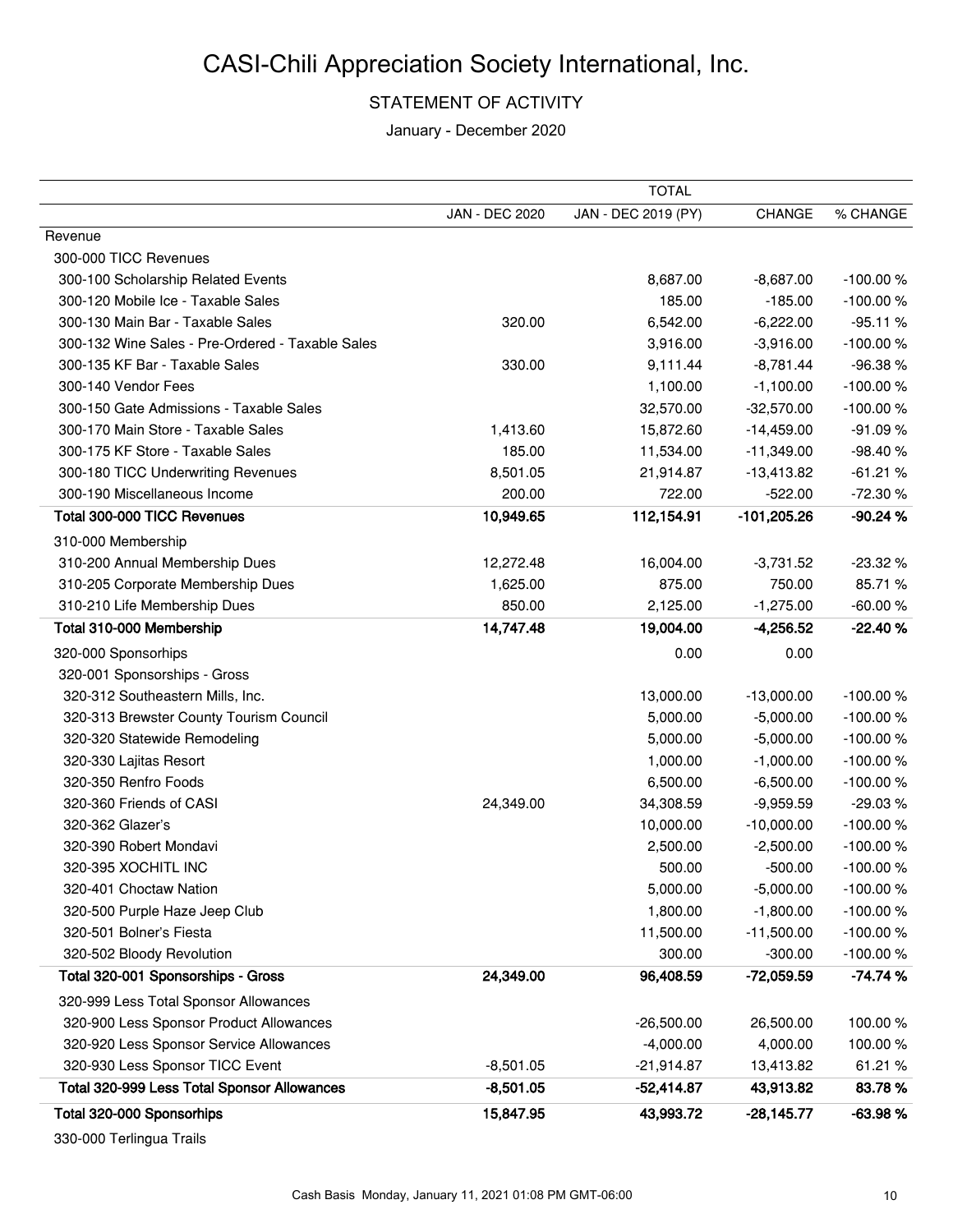# CASI-Chili Appreciation Society International, Inc.

## STATEMENT OF ACTIVITY

January - December 2020

| | TOTAL | | | |
|---|---|---|---|---|
| | JAN - DEC 2020 | JAN - DEC 2019 (PY) | CHANGE | % CHANGE |
| Revenue | | | | |
| 300-000 TICC Revenues | | | | |
| 300-100 Scholarship Related Events | | 8,687.00 | -8,687.00 | -100.00 % |
| 300-120 Mobile Ice - Taxable Sales | | 185.00 | -185.00 | -100.00 % |
| 300-130 Main Bar - Taxable Sales | 320.00 | 6,542.00 | -6,222.00 | -95.11 % |
| 300-132 Wine Sales - Pre-Ordered - Taxable Sales | | 3,916.00 | -3,916.00 | -100.00 % |
| 300-135 KF Bar - Taxable Sales | 330.00 | 9,111.44 | -8,781.44 | -96.38 % |
| 300-140 Vendor Fees | | 1,100.00 | -1,100.00 | -100.00 % |
| 300-150 Gate Admissions - Taxable Sales | | 32,570.00 | -32,570.00 | -100.00 % |
| 300-170 Main Store - Taxable Sales | 1,413.60 | 15,872.60 | -14,459.00 | -91.09 % |
| 300-175 KF Store - Taxable Sales | 185.00 | 11,534.00 | -11,349.00 | -98.40 % |
| 300-180 TICC Underwriting Revenues | 8,501.05 | 21,914.87 | -13,413.82 | -61.21 % |
| 300-190 Miscellaneous Income | 200.00 | 722.00 | -522.00 | -72.30 % |
| **Total 300-000 TICC Revenues** | **10,949.65** | **112,154.91** | **-101,205.26** | **-90.24 %** |
| 310-000 Membership | | | | |
| 310-200 Annual Membership Dues | 12,272.48 | 16,004.00 | -3,731.52 | -23.32 % |
| 310-205 Corporate Membership Dues | 1,625.00 | 875.00 | 750.00 | 85.71 % |
| 310-210 Life Membership Dues | 850.00 | 2,125.00 | -1,275.00 | -60.00 % |
| **Total 310-000 Membership** | **14,747.48** | **19,004.00** | **-4,256.52** | **-22.40 %** |
| 320-000 Sponsorhips | | 0.00 | 0.00 | |
| 320-001 Sponsorships - Gross | | | | |
| 320-312 Southeastern Mills, Inc. | | 13,000.00 | -13,000.00 | -100.00 % |
| 320-313 Brewster County Tourism Council | | 5,000.00 | -5,000.00 | -100.00 % |
| 320-320 Statewide Remodeling | | 5,000.00 | -5,000.00 | -100.00 % |
| 320-330 Lajitas Resort | | 1,000.00 | -1,000.00 | -100.00 % |
| 320-350 Renfro Foods | | 6,500.00 | -6,500.00 | -100.00 % |
| 320-360 Friends of CASI | 24,349.00 | 34,308.59 | -9,959.59 | -29.03 % |
| 320-362 Glazer's | | 10,000.00 | -10,000.00 | -100.00 % |
| 320-390 Robert Mondavi | | 2,500.00 | -2,500.00 | -100.00 % |
| 320-395 XOCHITL INC | | 500.00 | -500.00 | -100.00 % |
| 320-401 Choctaw Nation | | 5,000.00 | -5,000.00 | -100.00 % |
| 320-500 Purple Haze Jeep Club | | 1,800.00 | -1,800.00 | -100.00 % |
| 320-501 Bolner's Fiesta | | 11,500.00 | -11,500.00 | -100.00 % |
| 320-502 Bloody Revolution | | 300.00 | -300.00 | -100.00 % |
| **Total 320-001 Sponsorships - Gross** | **24,349.00** | **96,408.59** | **-72,059.59** | **-74.74 %** |
| 320-999 Less Total Sponsor Allowances | | | | |
| 320-900 Less Sponsor Product Allowances | | -26,500.00 | 26,500.00 | 100.00 % |
| 320-920 Less Sponsor Service Allowances | | -4,000.00 | 4,000.00 | 100.00 % |
| 320-930 Less Sponsor TICC Event | -8,501.05 | -21,914.87 | 13,413.82 | 61.21 % |
| **Total 320-999 Less Total Sponsor Allowances** | **-8,501.05** | **-52,414.87** | **43,913.82** | **83.78 %** |
| **Total 320-000 Sponsorhips** | **15,847.95** | **43,993.72** | **-28,145.77** | **-63.98 %** |
| 330-000 Terlingua Trails | | | | |

Cash Basis Monday, January 11, 2021 01:08 PM GMT-06:00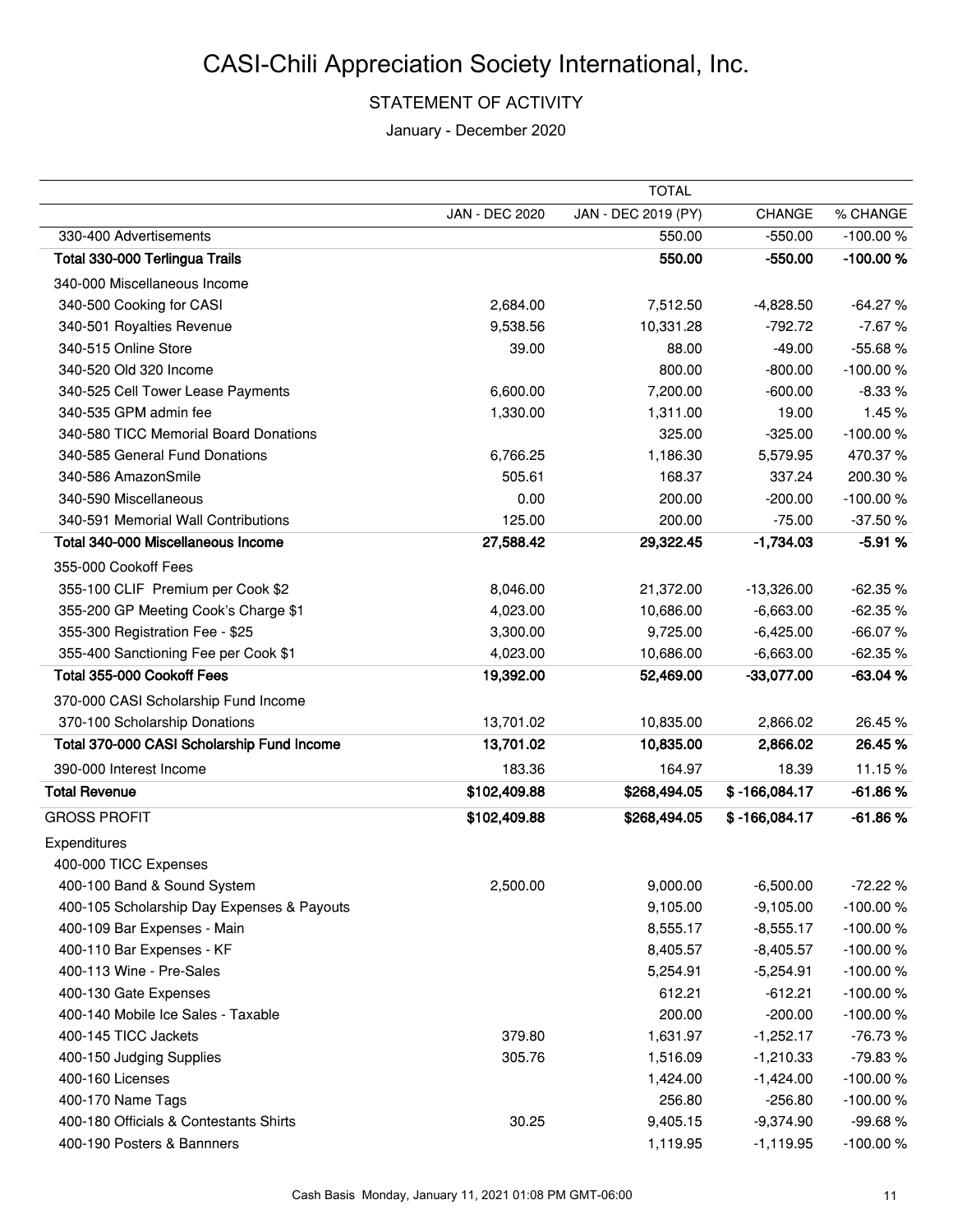# CASI-Chili Appreciation Society International, Inc.

## STATEMENT OF ACTIVITY

January - December 2020

| | TOTAL | | | |
|---|---|---|---|---|
| | JAN - DEC 2020 | JAN - DEC 2019 (PY) | CHANGE | % CHANGE |
| 330-400 Advertisements | | 550.00 | -550.00 | -100.00 % |
| **Total 330-000 Terlingua Trails** | | **550.00** | **-550.00** | **-100.00 %** |
| 340-000 Miscellaneous Income | | | | |
| 340-500 Cooking for CASI | 2,684.00 | 7,512.50 | -4,828.50 | -64.27 % |
| 340-501 Royalties Revenue | 9,538.56 | 10,331.28 | -792.72 | -7.67 % |
| 340-515 Online Store | 39.00 | 88.00 | -49.00 | -55.68 % |
| 340-520 Old 320 Income | | 800.00 | -800.00 | -100.00 % |
| 340-525 Cell Tower Lease Payments | 6,600.00 | 7,200.00 | -600.00 | -8.33 % |
| 340-535 GPM admin fee | 1,330.00 | 1,311.00 | 19.00 | 1.45 % |
| 340-580 TICC Memorial Board Donations | | 325.00 | -325.00 | -100.00 % |
| 340-585 General Fund Donations | 6,766.25 | 1,186.30 | 5,579.95 | 470.37 % |
| 340-586 AmazonSmile | 505.61 | 168.37 | 337.24 | 200.30 % |
| 340-590 Miscellaneous | 0.00 | 200.00 | -200.00 | -100.00 % |
| 340-591 Memorial Wall Contributions | 125.00 | 200.00 | -75.00 | -37.50 % |
| **Total 340-000 Miscellaneous Income** | **27,588.42** | **29,322.45** | **-1,734.03** | **-5.91 %** |
| 355-000 Cookoff Fees | | | | |
| 355-100 CLIF Premium per Cook $2 | 8,046.00 | 21,372.00 | -13,326.00 | -62.35 % |
| 355-200 GP Meeting Cook's Charge $1 | 4,023.00 | 10,686.00 | -6,663.00 | -62.35 % |
| 355-300 Registration Fee - $25 | 3,300.00 | 9,725.00 | -6,425.00 | -66.07 % |
| 355-400 Sanctioning Fee per Cook $1 | 4,023.00 | 10,686.00 | -6,663.00 | -62.35 % |
| **Total 355-000 Cookoff Fees** | **19,392.00** | **52,469.00** | **-33,077.00** | **-63.04 %** |
| 370-000 CASI Scholarship Fund Income | | | | |
| 370-100 Scholarship Donations | 13,701.02 | 10,835.00 | 2,866.02 | 26.45 % |
| **Total 370-000 CASI Scholarship Fund Income** | **13,701.02** | **10,835.00** | **2,866.02** | **26.45 %** |
| 390-000 Interest Income | 183.36 | 164.97 | 18.39 | 11.15 % |
| **Total Revenue** | **$102,409.88** | **$268,494.05** | **$ -166,084.17** | **-61.86 %** |
| GROSS PROFIT | **$102,409.88** | **$268,494.05** | **$ -166,084.17** | **-61.86 %** |
| Expenditures | | | | |
| 400-000 TICC Expenses | | | | |
| 400-100 Band & Sound System | 2,500.00 | 9,000.00 | -6,500.00 | -72.22 % |
| 400-105 Scholarship Day Expenses & Payouts | | 9,105.00 | -9,105.00 | -100.00 % |
| 400-109 Bar Expenses - Main | | 8,555.17 | -8,555.17 | -100.00 % |
| 400-110 Bar Expenses - KF | | 8,405.57 | -8,405.57 | -100.00 % |
| 400-113 Wine - Pre-Sales | | 5,254.91 | -5,254.91 | -100.00 % |
| 400-130 Gate Expenses | | 612.21 | -612.21 | -100.00 % |
| 400-140 Mobile Ice Sales - Taxable | | 200.00 | -200.00 | -100.00 % |
| 400-145 TICC Jackets | 379.80 | 1,631.97 | -1,252.17 | -76.73 % |
| 400-150 Judging Supplies | 305.76 | 1,516.09 | -1,210.33 | -79.83 % |
| 400-160 Licenses | | 1,424.00 | -1,424.00 | -100.00 % |
| 400-170 Name Tags | | 256.80 | -256.80 | -100.00 % |
| 400-180 Officials & Contestants Shirts | 30.25 | 9,405.15 | -9,374.90 | -99.68 % |
| 400-190 Posters & Bannners | | 1,119.95 | -1,119.95 | -100.00 % |

Cash Basis Monday, January 11, 2021 01:08 PM GMT-06:00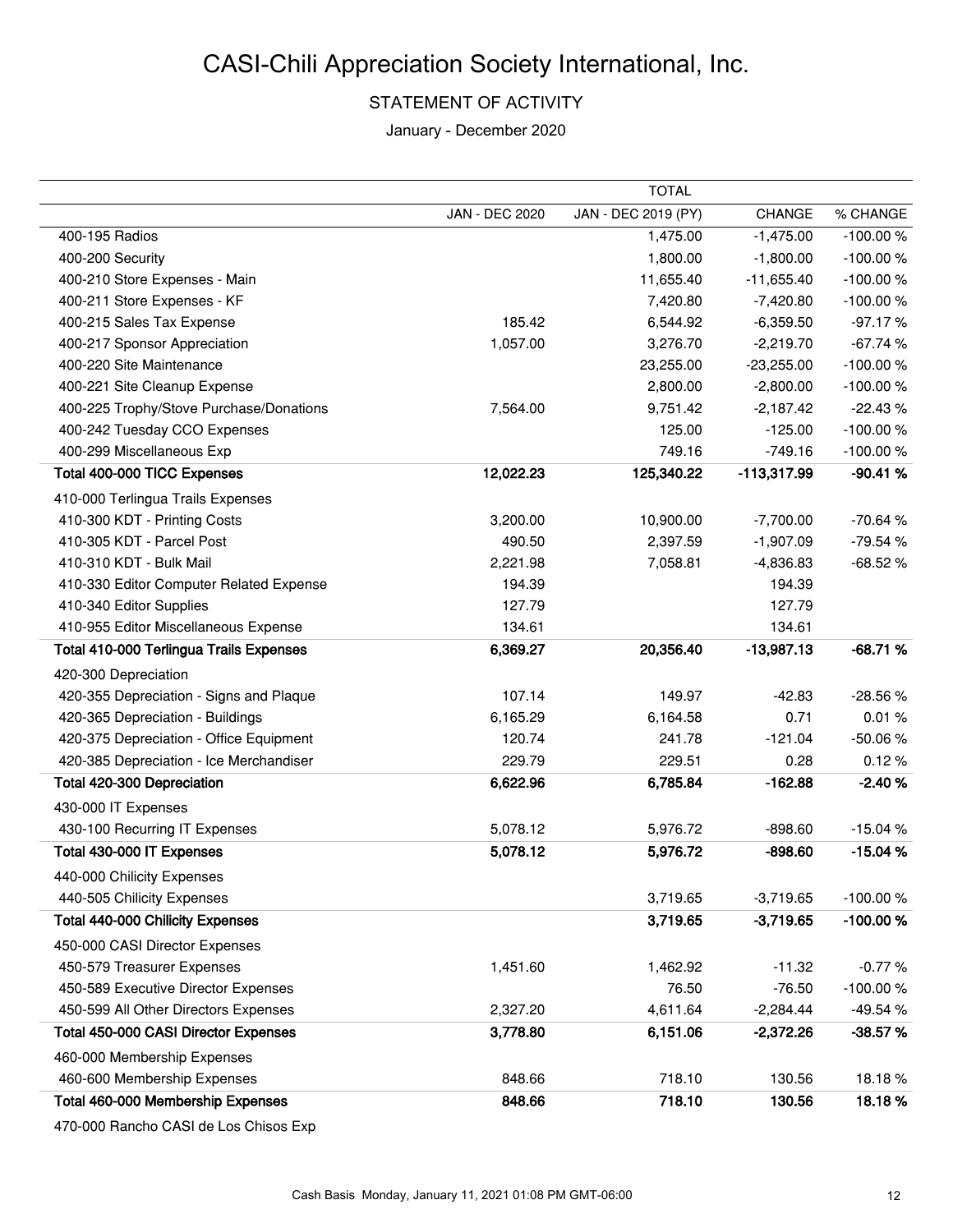# CASI-Chili Appreciation Society International, Inc.

## STATEMENT OF ACTIVITY

January - December 2020

| | TOTAL | | | |
|---|---|---|---|---|
| | JAN - DEC 2020 | JAN - DEC 2019 (PY) | CHANGE | % CHANGE |
| 400-195 Radios | | 1,475.00 | -1,475.00 | -100.00 % |
| 400-200 Security | | 1,800.00 | -1,800.00 | -100.00 % |
| 400-210 Store Expenses - Main | | 11,655.40 | -11,655.40 | -100.00 % |
| 400-211 Store Expenses - KF | | 7,420.80 | -7,420.80 | -100.00 % |
| 400-215 Sales Tax Expense | 185.42 | 6,544.92 | -6,359.50 | -97.17 % |
| 400-217 Sponsor Appreciation | 1,057.00 | 3,276.70 | -2,219.70 | -67.74 % |
| 400-220 Site Maintenance | | 23,255.00 | -23,255.00 | -100.00 % |
| 400-221 Site Cleanup Expense | | 2,800.00 | -2,800.00 | -100.00 % |
| 400-225 Trophy/Stove Purchase/Donations | 7,564.00 | 9,751.42 | -2,187.42 | -22.43 % |
| 400-242 Tuesday CCO Expenses | | 125.00 | -125.00 | -100.00 % |
| 400-299 Miscellaneous Exp | | 749.16 | -749.16 | -100.00 % |
| **Total 400-000 TICC Expenses** | **12,022.23** | **125,340.22** | **-113,317.99** | **-90.41 %** |
| 410-000 Terlingua Trails Expenses | | | | |
| 410-300 KDT - Printing Costs | 3,200.00 | 10,900.00 | -7,700.00 | -70.64 % |
| 410-305 KDT - Parcel Post | 490.50 | 2,397.59 | -1,907.09 | -79.54 % |
| 410-310 KDT - Bulk Mail | 2,221.98 | 7,058.81 | -4,836.83 | -68.52 % |
| 410-330 Editor Computer Related Expense | 194.39 | | 194.39 | |
| 410-340 Editor Supplies | 127.79 | | 127.79 | |
| 410-955 Editor Miscellaneous Expense | 134.61 | | 134.61 | |
| **Total 410-000 Terlingua Trails Expenses** | **6,369.27** | **20,356.40** | **-13,987.13** | **-68.71 %** |
| 420-300 Depreciation | | | | |
| 420-355 Depreciation - Signs and Plaque | 107.14 | 149.97 | -42.83 | -28.56 % |
| 420-365 Depreciation - Buildings | 6,165.29 | 6,164.58 | 0.71 | 0.01 % |
| 420-375 Depreciation - Office Equipment | 120.74 | 241.78 | -121.04 | -50.06 % |
| 420-385 Depreciation - Ice Merchandiser | 229.79 | 229.51 | 0.28 | 0.12 % |
| **Total 420-300 Depreciation** | **6,622.96** | **6,785.84** | **-162.88** | **-2.40 %** |
| 430-000 IT Expenses | | | | |
| 430-100 Recurring IT Expenses | 5,078.12 | 5,976.72 | -898.60 | -15.04 % |
| **Total 430-000 IT Expenses** | **5,078.12** | **5,976.72** | **-898.60** | **-15.04 %** |
| 440-000 Chilicity Expenses | | | | |
| 440-505 Chilicity Expenses | | 3,719.65 | -3,719.65 | -100.00 % |
| **Total 440-000 Chilicity Expenses** | | **3,719.65** | **-3,719.65** | **-100.00 %** |
| 450-000 CASI Director Expenses | | | | |
| 450-579 Treasurer Expenses | 1,451.60 | 1,462.92 | -11.32 | -0.77 % |
| 450-589 Executive Director Expenses | | 76.50 | -76.50 | -100.00 % |
| 450-599 All Other Directors Expenses | 2,327.20 | 4,611.64 | -2,284.44 | -49.54 % |
| **Total 450-000 CASI Director Expenses** | **3,778.80** | **6,151.06** | **-2,372.26** | **-38.57 %** |
| 460-000 Membership Expenses | | | | |
| 460-600 Membership Expenses | 848.66 | 718.10 | 130.56 | 18.18 % |
| **Total 460-000 Membership Expenses** | **848.66** | **718.10** | **130.56** | **18.18 %** |
| 470-000 Rancho CASI de Los Chisos Exp | | | | |

Cash Basis Monday, January 11, 2021 01:08 PM GMT-06:00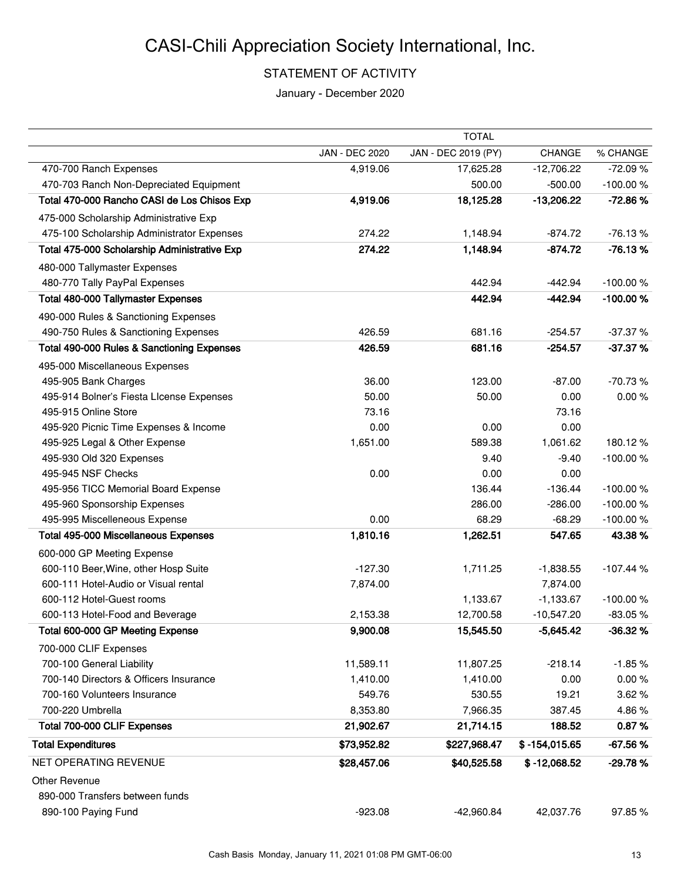# CASI-Chili Appreciation Society International, Inc.

## STATEMENT OF ACTIVITY

January - December 2020

| | TOTAL | | | |
|---|---|---|---|---|
| | JAN - DEC 2020 | JAN - DEC 2019 (PY) | CHANGE | % CHANGE |
| 470-700 Ranch Expenses | 4,919.06 | 17,625.28 | -12,706.22 | -72.09 % |
| 470-703 Ranch Non-Depreciated Equipment | | 500.00 | -500.00 | -100.00 % |
| **Total 470-000 Rancho CASI de Los Chisos Exp** | **4,919.06** | **18,125.28** | **-13,206.22** | **-72.86 %** |
| 475-000 Scholarship Administrative Exp | | | | |
| 475-100 Scholarship Administrator Expenses | 274.22 | 1,148.94 | -874.72 | -76.13 % |
| **Total 475-000 Scholarship Administrative Exp** | **274.22** | **1,148.94** | **-874.72** | **-76.13 %** |
| 480-000 Tallymaster Expenses | | | | |
| 480-770 Tally PayPal Expenses | | 442.94 | -442.94 | -100.00 % |
| **Total 480-000 Tallymaster Expenses** | | **442.94** | **-442.94** | **-100.00 %** |
| 490-000 Rules & Sanctioning Expenses | | | | |
| 490-750 Rules & Sanctioning Expenses | 426.59 | 681.16 | -254.57 | -37.37 % |
| **Total 490-000 Rules & Sanctioning Expenses** | **426.59** | **681.16** | **-254.57** | **-37.37 %** |
| 495-000 Miscellaneous Expenses | | | | |
| 495-905 Bank Charges | 36.00 | 123.00 | -87.00 | -70.73 % |
| 495-914 Bolner's Fiesta LIcense Expenses | 50.00 | 50.00 | 0.00 | 0.00 % |
| 495-915 Online Store | 73.16 | | 73.16 | |
| 495-920 Picnic Time Expenses & Income | 0.00 | 0.00 | 0.00 | |
| 495-925 Legal & Other Expense | 1,651.00 | 589.38 | 1,061.62 | 180.12 % |
| 495-930 Old 320 Expenses | | 9.40 | -9.40 | -100.00 % |
| 495-945 NSF Checks | 0.00 | 0.00 | 0.00 | |
| 495-956 TICC Memorial Board Expense | | 136.44 | -136.44 | -100.00 % |
| 495-960 Sponsorship Expenses | | 286.00 | -286.00 | -100.00 % |
| 495-995 Miscelleneous Expense | 0.00 | 68.29 | -68.29 | -100.00 % |
| **Total 495-000 Miscellaneous Expenses** | **1,810.16** | **1,262.51** | **547.65** | **43.38 %** |
| 600-000 GP Meeting Expense | | | | |
| 600-110 Beer,Wine, other Hosp Suite | -127.30 | 1,711.25 | -1,838.55 | -107.44 % |
| 600-111 Hotel-Audio or Visual rental | 7,874.00 | | 7,874.00 | |
| 600-112 Hotel-Guest rooms | | 1,133.67 | -1,133.67 | -100.00 % |
| 600-113 Hotel-Food and Beverage | 2,153.38 | 12,700.58 | -10,547.20 | -83.05 % |
| **Total 600-000 GP Meeting Expense** | **9,900.08** | **15,545.50** | **-5,645.42** | **-36.32 %** |
| 700-000 CLIF Expenses | | | | |
| 700-100 General Liability | 11,589.11 | 11,807.25 | -218.14 | -1.85 % |
| 700-140 Directors & Officers Insurance | 1,410.00 | 1,410.00 | 0.00 | 0.00 % |
| 700-160 Volunteers Insurance | 549.76 | 530.55 | 19.21 | 3.62 % |
| 700-220 Umbrella | 8,353.80 | 7,966.35 | 387.45 | 4.86 % |
| **Total 700-000 CLIF Expenses** | **21,902.67** | **21,714.15** | **188.52** | **0.87 %** |
| **Total Expenditures** | **$73,952.82** | **$227,968.47** | **$ -154,015.65** | **-67.56 %** |
| NET OPERATING REVENUE | **$28,457.06** | **$40,525.58** | **$ -12,068.52** | **-29.78 %** |
| Other Revenue | | | | |
| 890-000 Transfers between funds | | | | |
| 890-100 Paying Fund | -923.08 | -42,960.84 | 42,037.76 | 97.85 % |

Cash Basis Monday, January 11, 2021 01:08 PM GMT-06:00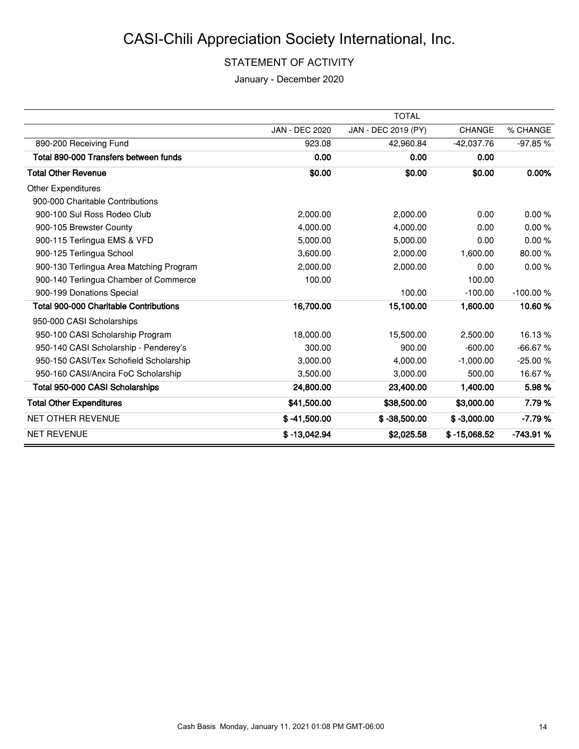#  CASI-Chili Appreciation Society International, Inc.

## STATEMENT OF ACTIVITY

January - December 2020

| | TOTAL | | | |
|---|---|---|---|---|
| | JAN - DEC 2020 | JAN - DEC 2019 (PY) | CHANGE | % CHANGE |
| 890-200 Receiving Fund | 923.08 | 42,960.84 | -42,037.76 | -97.85 % |
| **Total 890-000 Transfers between funds** | **0.00** | **0.00** | **0.00** | |
| **Total Other Revenue** | **$0.00** | **$0.00** | **$0.00** | **0.00%** |
| Other Expenditures | | | | |
| 900-000 Charitable Contributions | | | | |
| 900-100 Sul Ross Rodeo Club | 2,000.00 | 2,000.00 | 0.00 | 0.00 % |
| 900-105 Brewster County | 4,000.00 | 4,000.00 | 0.00 | 0.00 % |
| 900-115 Terlingua EMS & VFD | 5,000.00 | 5,000.00 | 0.00 | 0.00 % |
| 900-125 Terlingua School | 3,600.00 | 2,000.00 | 1,600.00 | 80.00 % |
| 900-130 Terlingua Area Matching Program | 2,000.00 | 2,000.00 | 0.00 | 0.00 % |
| 900-140 Terlingua Chamber of Commerce | 100.00 | | 100.00 | |
| 900-199 Donations Special | | 100.00 | -100.00 | -100.00 % |
| **Total 900-000 Charitable Contributions** | **16,700.00** | **15,100.00** | **1,600.00** | **10.60 %** |
| 950-000 CASI Scholarships | | | | |
| 950-100 CASI Scholarship Program | 18,000.00 | 15,500.00 | 2,500.00 | 16.13 % |
| 950-140 CASI Scholarship - Penderey's | 300.00 | 900.00 | -600.00 | -66.67 % |
| 950-150 CASI/Tex Schofield Scholarship | 3,000.00 | 4,000.00 | -1,000.00 | -25.00 % |
| 950-160 CASI/Ancira FoC Scholarship | 3,500.00 | 3,000.00 | 500.00 | 16.67 % |
| **Total 950-000 CASI Scholarships** | **24,800.00** | **23,400.00** | **1,400.00** | **5.98 %** |
| **Total Other Expenditures** | **$41,500.00** | **$38,500.00** | **$3,000.00** | **7.79 %** |
| NET OTHER REVENUE | **$ -41,500.00** | **$ -38,500.00** | **$ -3,000.00** | **-7.79 %** |
| NET REVENUE | **$ -13,042.94** | **$2,025.58** | **$ -15,068.52** | **-743.91 %** |

Cash Basis Monday, January 11, 2021 01:08 PM GMT-06:00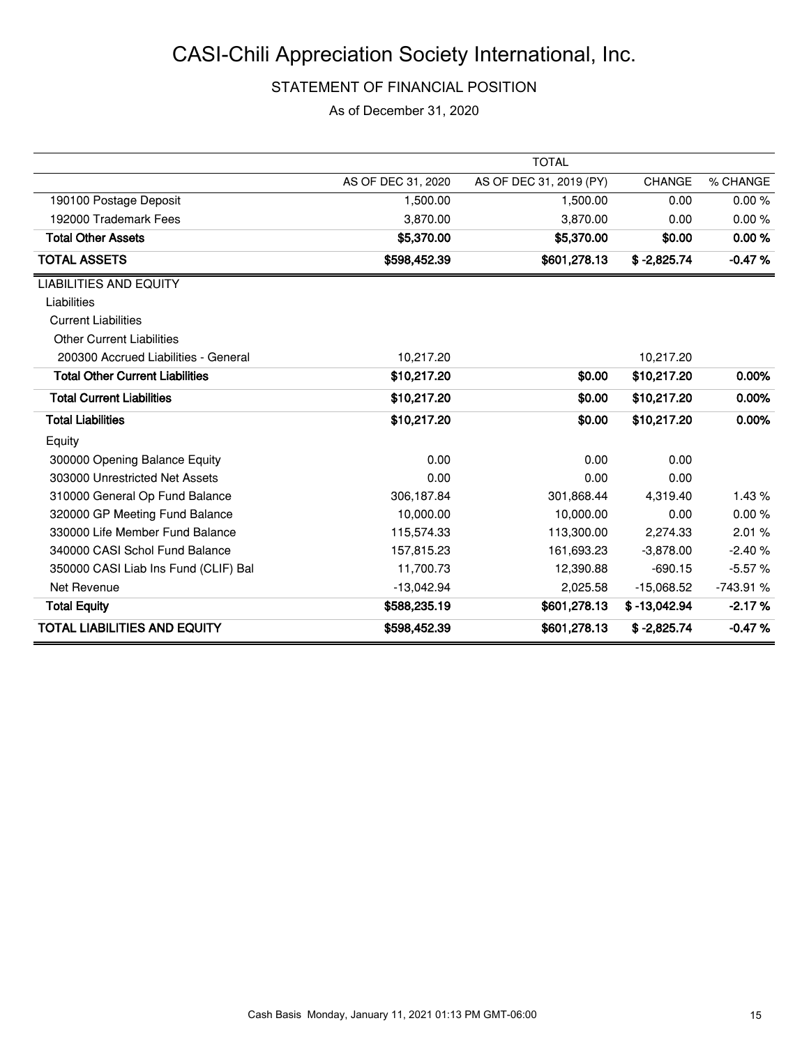# CASI-Chili Appreciation Society International, Inc.

## STATEMENT OF FINANCIAL POSITION

As of December 31, 2020

| | TOTAL | | | |
|---|---|---|---|---|
| | AS OF DEC 31, 2020 | AS OF DEC 31, 2019 (PY) | CHANGE | % CHANGE |
| 190100 Postage Deposit | 1,500.00 | 1,500.00 | 0.00 | 0.00 % |
| 192000 Trademark Fees | 3,870.00 | 3,870.00 | 0.00 | 0.00 % |
| **Total Other Assets** | **$5,370.00** | **$5,370.00** | **$0.00** | **0.00 %** |
| **TOTAL ASSETS** | **$598,452.39** | **$601,278.13** | **$ -2,825.74** | **-0.47 %** |
| LIABILITIES AND EQUITY | | | | |
| Liabilities | | | | |
| Current Liabilities | | | | |
| Other Current Liabilities | | | | |
| 200300 Accrued Liabilities - General | 10,217.20 | | 10,217.20 | |
| **Total Other Current Liabilities** | **$10,217.20** | **$0.00** | **$10,217.20** | **0.00%** |
| **Total Current Liabilities** | **$10,217.20** | **$0.00** | **$10,217.20** | **0.00%** |
| **Total Liabilities** | **$10,217.20** | **$0.00** | **$10,217.20** | **0.00%** |
| Equity | | | | |
| 300000 Opening Balance Equity | 0.00 | 0.00 | 0.00 | |
| 303000 Unrestricted Net Assets | 0.00 | 0.00 | 0.00 | |
| 310000 General Op Fund Balance | 306,187.84 | 301,868.44 | 4,319.40 | 1.43 % |
| 320000 GP Meeting Fund Balance | 10,000.00 | 10,000.00 | 0.00 | 0.00 % |
| 330000 Life Member Fund Balance | 115,574.33 | 113,300.00 | 2,274.33 | 2.01 % |
| 340000 CASI Schol Fund Balance | 157,815.23 | 161,693.23 | -3,878.00 | -2.40 % |
| 350000 CASI Liab Ins Fund (CLIF) Bal | 11,700.73 | 12,390.88 | -690.15 | -5.57 % |
| Net Revenue | -13,042.94 | 2,025.58 | -15,068.52 | -743.91 % |
| **Total Equity** | **$588,235.19** | **$601,278.13** | **$ -13,042.94** | **-2.17 %** |
| **TOTAL LIABILITIES AND EQUITY** | **$598,452.39** | **$601,278.13** | **$ -2,825.74** | **-0.47 %** |

Cash Basis Monday, January 11, 2021 01:13 PM GMT-06:00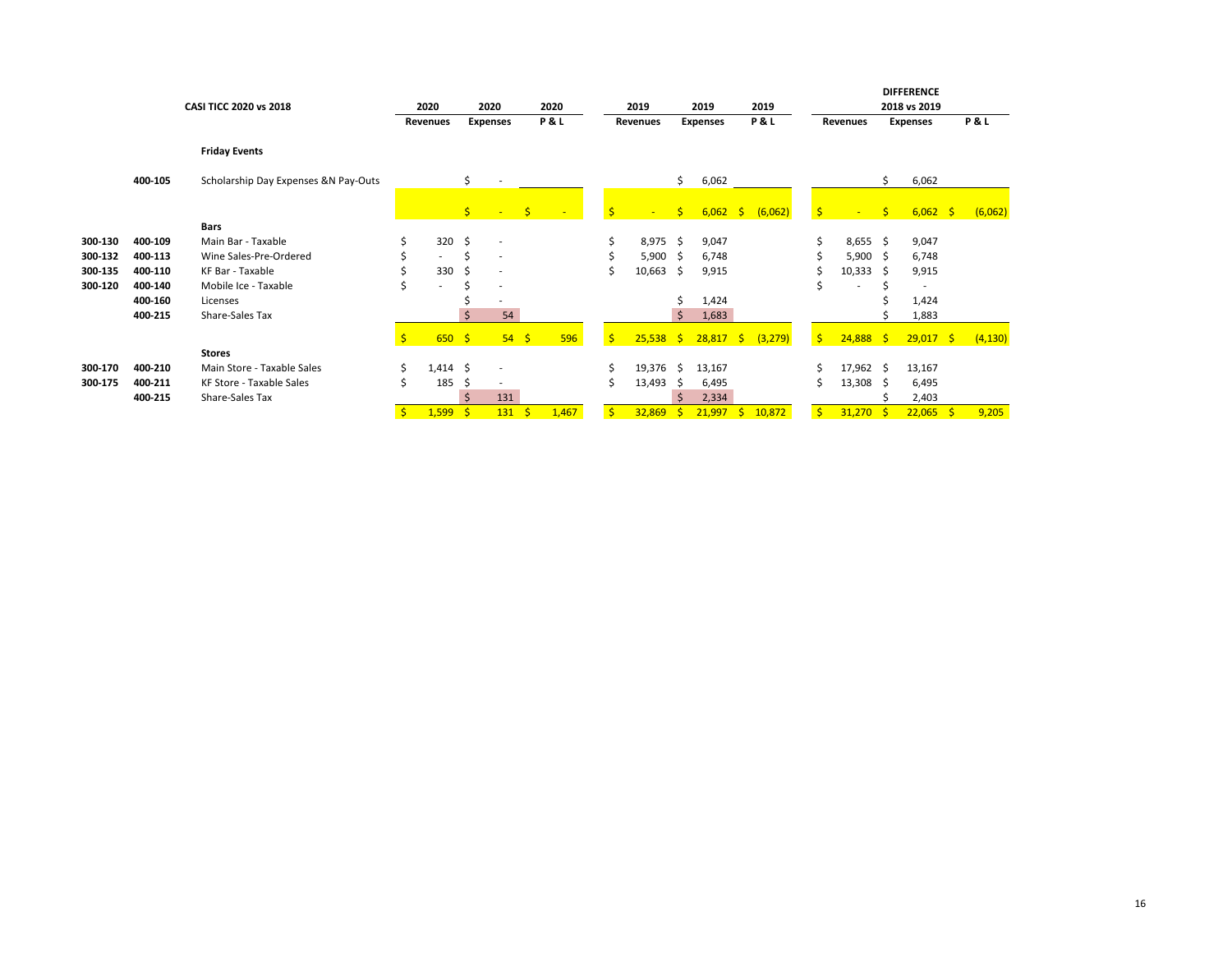| | | CASI TICC 2020 vs 2018 | 2020 Revenues | 2020 Expenses | 2020 P & L | 2019 Revenues | 2019 Expenses | 2019 P & L | DIFFERENCE 2018 vs 2019 Revenues | DIFFERENCE 2018 vs 2019 Expenses | DIFFERENCE 2018 vs 2019 P & L |
|---|---|---|---|---|---|---|---|---|---|---|---|
| | | **Friday Events** | | | | | | | | | |
| | 400-105 | Scholarship Day Expenses &N Pay-Outs | | $ - | | | $ 6,062 | | | $ 6,062 | |
| | | | | $ - | $ - | $ - | $ 6,062 | $ (6,062) | $ - | $ 6,062 | $ (6,062) |
| | | **Bars** | | | | | | | | | |
| 300-130 | 400-109 | Main Bar - Taxable | $ 320 | $ - | | $ 8,975 | $ 9,047 | | $ 8,655 | $ 9,047 | |
| 300-132 | 400-113 | Wine Sales-Pre-Ordered | $ - | $ - | | $ 5,900 | $ 6,748 | | $ 5,900 | $ 6,748 | |
| 300-135 | 400-110 | KF Bar - Taxable | $ 330 | $ - | | $ 10,663 | $ 9,915 | | $ 10,333 | $ 9,915 | |
| 300-120 | 400-140 | Mobile Ice - Taxable | $ - | $ - | | | | | $ - | $ - | |
| | 400-160 | Licenses | | $ - | | | $ 1,424 | | | $ 1,424 | |
| | 400-215 | Share-Sales Tax | | $ 54 | | | $ 1,683 | | | $ 1,883 | |
| | | | $ 650 | $ 54 | $ 596 | $ 25,538 | $ 28,817 | $ (3,279) | $ 24,888 | $ 29,017 | $ (4,130) |
| | | **Stores** | | | | | | | | | |
| 300-170 | 400-210 | Main Store - Taxable Sales | $ 1,414 | $ - | | $ 19,376 | $ 13,167 | | $ 17,962 | $ 13,167 | |
| 300-175 | 400-211 | KF Store - Taxable Sales | $ 185 | $ - | | $ 13,493 | $ 6,495 | | $ 13,308 | $ 6,495 | |
| | 400-215 | Share-Sales Tax | | $ 131 | | | $ 2,334 | | | $ 2,403 | |
| | | | $ 1,599 | $ 131 | $ 1,467 | $ 32,869 | $ 21,997 | $ 10,872 | $ 31,270 | $ 22,065 | $ 9,205 |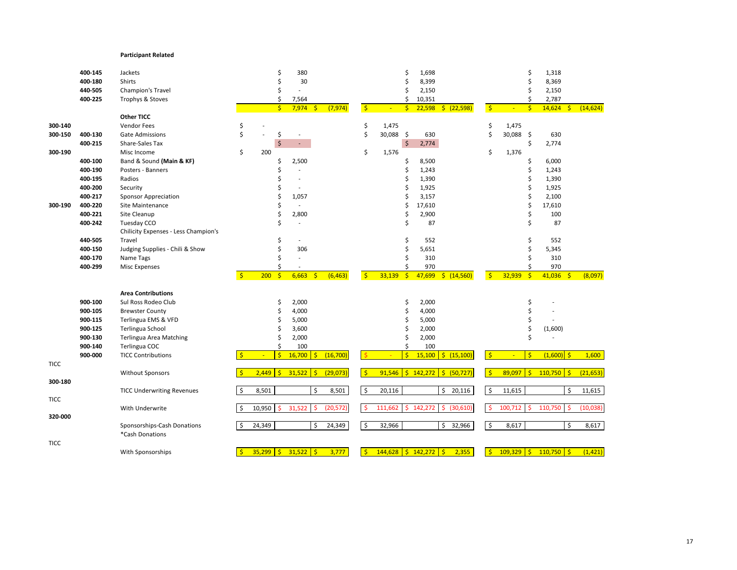**Participant Related**

| Rev Code | Exp Code | Description | Revenue | Expense | Net | Revenue | Expense | Net | Revenue | Expense | Net |
|---|---|---|---|---|---|---|---|---|---|---|---|
| | 400-145 | Jackets | | $ 380 | | | $ 1,698 | | | $ 1,318 | |
| | 400-180 | Shirts | | $ 30 | | | $ 8,399 | | | $ 8,369 | |
| | 440-505 | Champion's Travel | | $ - | | | $ 2,150 | | | $ 2,150 | |
| | 400-225 | Trophys & Stoves | | $ 7,564 | | | $ 10,351 | | | $ 2,787 | |
| | | | | $ 7,974 | $ (7,974) | $ - | $ 22,598 | $ (22,598) | $ - | $ 14,624 | $ (14,624) |
| | | **Other TICC** | | | | | | | | | |
| 300-140 | | Vendor Fees | $ - | | | $ 1,475 | | | $ 1,475 | | |
| 300-150 | 400-130 | Gate Admissions | $ - | $ - | | $ 30,088 | $ 630 | | $ 30,088 | $ 630 | |
| | 400-215 | Share-Sales Tax | | $ - | | | $ 2,774 | | | $ 2,774 | |
| 300-190 | | Misc Income | $ 200 | | | $ 1,576 | | | $ 1,376 | | |
| | 400-100 | Band & Sound **(Main & KF)** | | $ 2,500 | | | $ 8,500 | | | $ 6,000 | |
| | 400-190 | Posters - Banners | | $ - | | | $ 1,243 | | | $ 1,243 | |
| | 400-195 | Radios | | $ - | | | $ 1,390 | | | $ 1,390 | |
| | 400-200 | Security | | $ - | | | $ 1,925 | | | $ 1,925 | |
| | 400-217 | Sponsor Appreciation | | $ 1,057 | | | $ 3,157 | | | $ 2,100 | |
| 300-190 | 400-220 | Site Maintenance | | $ - | | | $ 17,610 | | | $ 17,610 | |
| | 400-221 | Site Cleanup | | $ 2,800 | | | $ 2,900 | | | $ 100 | |
| | 400-242 | Tuesday CCO | | $ - | | | $ 87 | | | $ 87 | |
| | | Chilicity Expenses - Less Champion's | | | | | | | | | |
| | 440-505 | Travel | | $ - | | | $ 552 | | | $ 552 | |
| | 400-150 | Judging Supplies - Chili & Show | | $ 306 | | | $ 5,651 | | | $ 5,345 | |
| | 400-170 | Name Tags | | $ - | | | $ 310 | | | $ 310 | |
| | 400-299 | Misc Expenses | | $ - | | | $ 970 | | | $ 970 | |
| | | | $ 200 | $ 6,663 | $ (6,463) | $ 33,139 | $ 47,699 | $ (14,560) | $ 32,939 | $ 41,036 | $ (8,097) |
| | | **Area Contributions** | | | | | | | | | |
| | 900-100 | Sul Ross Rodeo Club | | $ 2,000 | | | $ 2,000 | | | $ - | |
| | 900-105 | Brewster County | | $ 4,000 | | | $ 4,000 | | | $ - | |
| | 900-115 | Terlingua EMS & VFD | | $ 5,000 | | | $ 5,000 | | | $ - | |
| | 900-125 | Terlingua School | | $ 3,600 | | | $ 2,000 | | | $ (1,600) | |
| | 900-130 | Terlingua Area Matching | | $ 2,000 | | | $ 2,000 | | | $ - | |
| | 900-140 | Terlingua COC | | $ 100 | | | $ 100 | | | | |
| | 900-000 | TICC Contributions | $ - | $ 16,700 | $ (16,700) | $ - | $ 15,100 | $ (15,100) | $ - | $ (1,600) | $ 1,600 |
| TICC | | Without Sponsors | $ 2,449 | $ 31,522 | $ (29,073) | $ 91,546 | $ 142,272 | $ (50,727) | $ 89,097 | $ 110,750 | $ (21,653) |
| 300-180 | | TICC Underwriting Revenues | $ 8,501 | | $ 8,501 | $ 20,116 | | $ 20,116 | $ 11,615 | | $ 11,615 |
| TICC | | With Underwrite | $ 10,950 | $ 31,522 | $ (20,572) | $ 111,662 | $ 142,272 | $ (30,610) | $ 100,712 | $ 110,750 | $ (10,038) |
| 320-000 | | Sponsorships-Cash Donations *Cash Donations | $ 24,349 | | $ 24,349 | $ 32,966 | | $ 32,966 | $ 8,617 | | $ 8,617 |
| TICC | | With Sponsorships | $ 35,299 | $ 31,522 | $ 3,777 | $ 144,628 | $ 142,272 | $ 2,355 | $ 109,329 | $ 110,750 | $ (1,421) |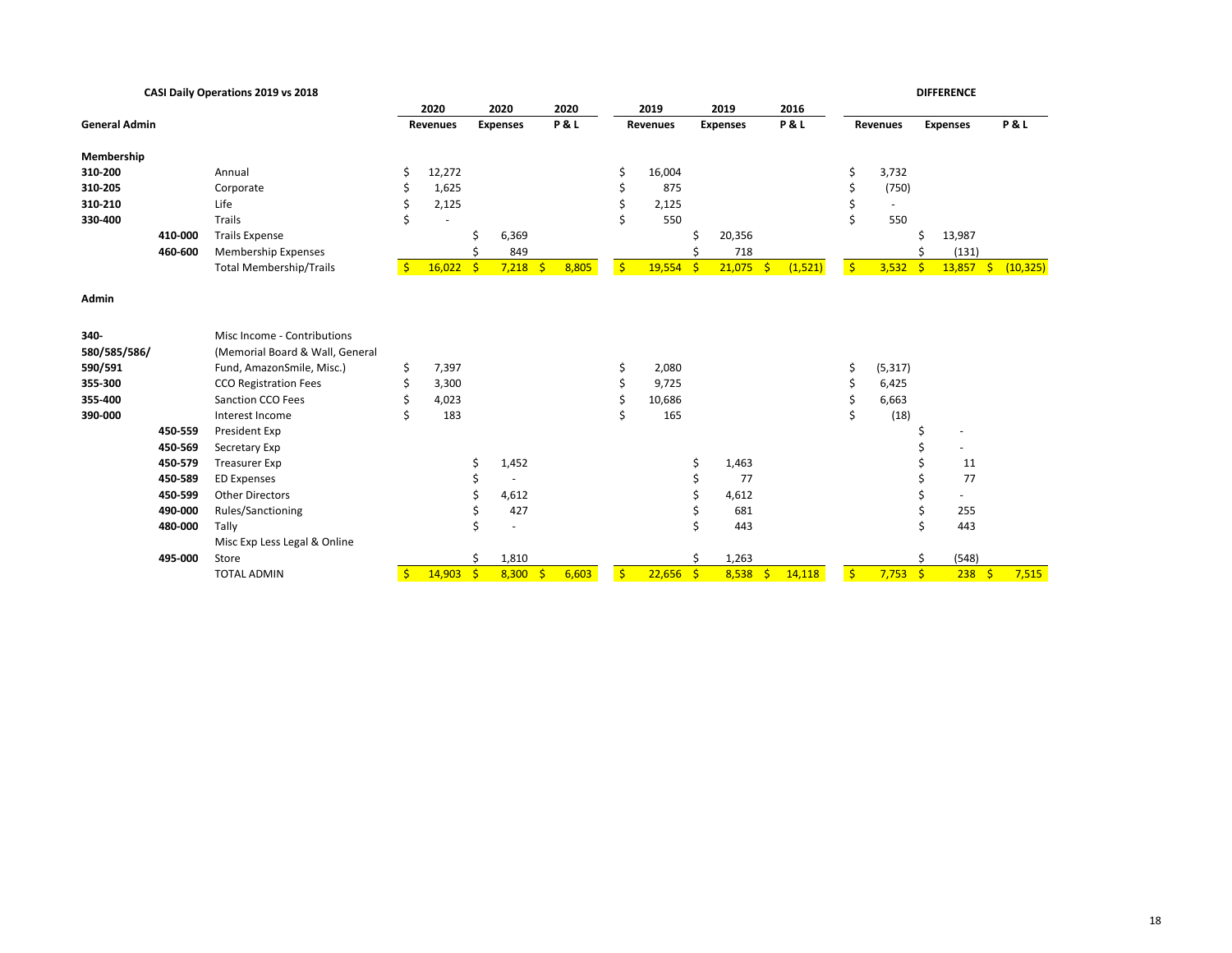**CASI Daily Operations 2019 vs 2018**

| | | | 2020 | 2020 | 2020 | 2019 | 2019 | 2016 | DIFFERENCE | | |
|---|---|---|---|---|---|---|---|---|---|---|---|
| **General Admin** | | | **Revenues** | **Expenses** | **P & L** | **Revenues** | **Expenses** | **P & L** | **Revenues** | **Expenses** | **P & L** |
| **Membership** | | | | | | | | | | | |
| **310-200** | | Annual | $ 12,272 | | | $ 16,004 | | | $ 3,732 | | |
| **310-205** | | Corporate | $ 1,625 | | | $ 875 | | | $ (750) | | |
| **310-210** | | Life | $ 2,125 | | | $ 2,125 | | | $ - | | |
| **330-400** | | Trails | $ - | | | $ 550 | | | $ 550 | | |
| | **410-000** | Trails Expense | | $ 6,369 | | | $ 20,356 | | | $ 13,987 | |
| | **460-600** | Membership Expenses | | $ 849 | | | $ 718 | | | $ (131) | |
| | | Total Membership/Trails | $ 16,022 | $ 7,218 | $ 8,805 | $ 19,554 | $ 21,075 | $ (1,521) | $ 3,532 | $ 13,857 | $ (10,325) |
| **Admin** | | | | | | | | | | | |
| **340-** | | Misc Income - Contributions | | | | | | | | | |
| **580/585/586/** | | (Memorial Board & Wall, General | | | | | | | | | |
| **590/591** | | Fund, AmazonSmile, Misc.) | $ 7,397 | | | $ 2,080 | | | $ (5,317) | | |
| **355-300** | | CCO Registration Fees | $ 3,300 | | | $ 9,725 | | | $ 6,425 | | |
| **355-400** | | Sanction CCO Fees | $ 4,023 | | | $ 10,686 | | | $ 6,663 | | |
| **390-000** | | Interest Income | $ 183 | | | $ 165 | | | $ (18) | | |
| | **450-559** | President Exp | | | | | | | | $ - | |
| | **450-569** | Secretary Exp | | | | | | | | $ - | |
| | **450-579** | Treasurer Exp | | $ 1,452 | | | $ 1,463 | | | $ 11 | |
| | **450-589** | ED Expenses | | $ - | | | $ 77 | | | $ 77 | |
| | **450-599** | Other Directors | | $ 4,612 | | | $ 4,612 | | | $ - | |
| | **490-000** | Rules/Sanctioning | | $ 427 | | | $ 681 | | | $ 255 | |
| | **480-000** | Tally | | $ - | | | $ 443 | | | $ 443 | |
| | | Misc Exp Less Legal & Online | | | | | | | | | |
| | **495-000** | Store | | $ 1,810 | | | $ 1,263 | | | $ (548) | |
| | | TOTAL ADMIN | $ 14,903 | $ 8,300 | $ 6,603 | $ 22,656 | $ 8,538 | $ 14,118 | $ 7,753 | $ 238 | $ 7,515 |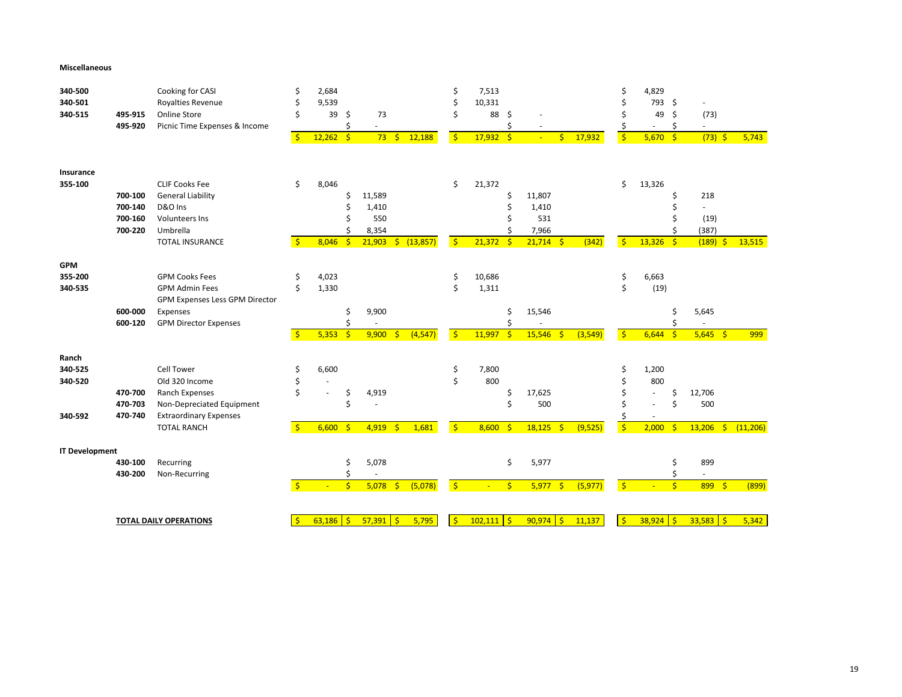**Miscellaneous**

| Account | Sub-Account | Description | Income | Expense | Net | Income | Expense | Net | Income | Expense | Net |
|---|---|---|---|---|---|---|---|---|---|---|---|
| 340-500 | | Cooking for CASI | $ 2,684 | | | $ 7,513 | | | $ 4,829 | | |
| 340-501 | | Royalties Revenue | $ 9,539 | | | $ 10,331 | | | $ 793 | $ - | |
| 340-515 | 495-915 | Online Store | $ 39 | $ 73 | | $ 88 | $ - | | $ 49 | $ (73) | |
| | 495-920 | Picnic Time Expenses & Income | | $ - | | | $ - | | $ - | $ - | |
| | | | $ 12,262 | $ 73 | $ 12,188 | $ 17,932 | $ - | $ 17,932 | $ 5,670 | $ (73) | $ 5,743 |
| **Insurance** | | | | | | | | | | | |
| 355-100 | | CLIF Cooks Fee | $ 8,046 | | | $ 21,372 | | | $ 13,326 | | |
| | 700-100 | General Liability | | $ 11,589 | | | $ 11,807 | | | $ 218 | |
| | 700-140 | D&O Ins | | $ 1,410 | | | $ 1,410 | | | $ - | |
| | 700-160 | Volunteers Ins | | $ 550 | | | $ 531 | | | $ (19) | |
| | 700-220 | Umbrella | | $ 8,354 | | | $ 7,966 | | | $ (387) | |
| | | TOTAL INSURANCE | $ 8,046 | $ 21,903 | $ (13,857) | $ 21,372 | $ 21,714 | $ (342) | $ 13,326 | $ (189) | $ 13,515 |
| **GPM** | | | | | | | | | | | |
| 355-200 | | GPM Cooks Fees | $ 4,023 | | | $ 10,686 | | | $ 6,663 | | |
| 340-535 | | GPM Admin Fees | $ 1,330 | | | $ 1,311 | | | $ (19) | | |
| | 600-000 | GPM Expenses Less GPM Director Expenses | | $ 9,900 | | | $ 15,546 | | | $ 5,645 | |
| | 600-120 | GPM Director Expenses | | $ - | | | $ - | | | $ - | |
| | | | $ 5,353 | $ 9,900 | $ (4,547) | $ 11,997 | $ 15,546 | $ (3,549) | $ 6,644 | $ 5,645 | $ 999 |
| **Ranch** | | | | | | | | | | | |
| 340-525 | | Cell Tower | $ 6,600 | | | $ 7,800 | | | $ 1,200 | | |
| 340-520 | | Old 320 Income | $ - | | | $ 800 | | | $ 800 | | |
| | 470-700 | Ranch Expenses | $ - | $ 4,919 | | | $ 17,625 | | $ - | $ 12,706 | |
| | 470-703 | Non-Depreciated Equipment | | $ - | | | $ 500 | | $ - | $ 500 | |
| 340-592 | 470-740 | Extraordinary Expenses | | | | | | | $ - | | |
| | | TOTAL RANCH | $ 6,600 | $ 4,919 | $ 1,681 | $ 8,600 | $ 18,125 | $ (9,525) | $ 2,000 | $ 13,206 | $ (11,206) |
| **IT Development** | | | | | | | | | | | |
| | 430-100 | Recurring | | $ 5,078 | | | $ 5,977 | | | $ 899 | |
| | 430-200 | Non-Recurring | | $ - | | | | | | $ - | |
| | | | $ - | $ 5,078 | $ (5,078) | $ - | $ 5,977 | $ (5,977) | $ - | $ 899 | $ (899) |
| | | **TOTAL DAILY OPERATIONS** | $ 63,186 | $ 57,391 | $ 5,795 | $ 102,111 | $ 90,974 | $ 11,137 | $ 38,924 | $ 33,583 | $ 5,342 |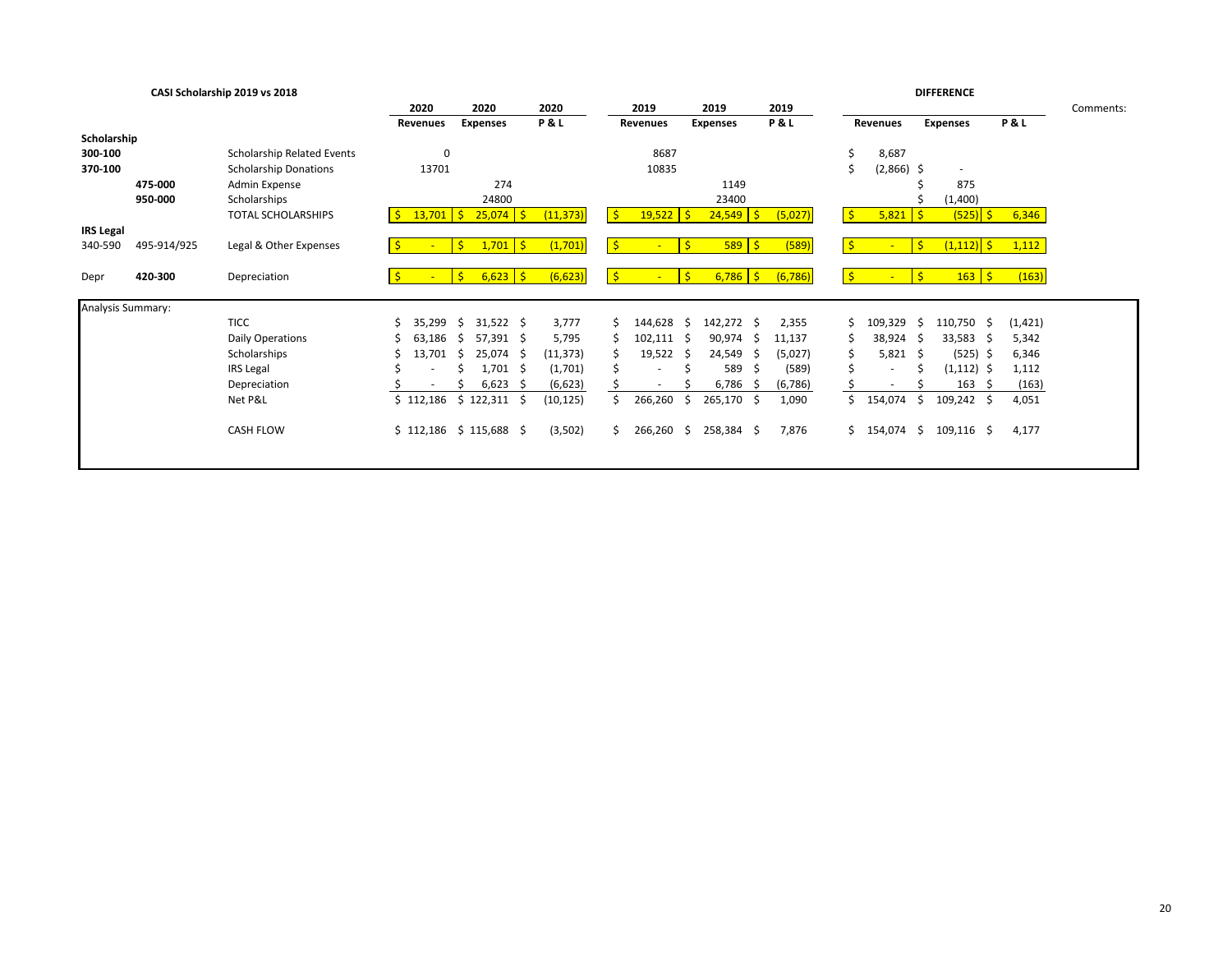**CASI Scholarship 2019 vs 2018**

| | | | 2020 Revenues | 2020 Expenses | 2020 P & L | 2019 Revenues | 2019 Expenses | 2019 P & L | DIFFERENCE Revenues | DIFFERENCE Expenses | DIFFERENCE P & L | Comments: |
|---|---|---|---|---|---|---|---|---|---|---|---|---|
| **Scholarship** | | | | | | | | | | | | |
| **300-100** | | Scholarship Related Events | 0 | | | 8687 | | | $ 8,687 | | | |
| **370-100** | | Scholarship Donations | 13701 | | | 10835 | | | $ (2,866) | $ - | | |
| | **475-000** | Admin Expense | | 274 | | | 1149 | | | $ 875 | | |
| | **950-000** | Scholarships | | 24800 | | | 23400 | | | $ (1,400) | | |
| | | TOTAL SCHOLARSHIPS | $ 13,701 | $ 25,074 | $ (11,373) | $ 19,522 | $ 24,549 | $ (5,027) | $ 5,821 | $ (525) | $ 6,346 | |
| **IRS Legal** | | | | | | | | | | | | |
| 340-590 | 495-914/925 | Legal & Other Expenses | $ - | $ 1,701 | $ (1,701) | $ - | $ 589 | $ (589) | $ - | $ (1,112) | $ 1,112 | |
| Depr | **420-300** | Depreciation | $ - | $ 6,623 | $ (6,623) | $ - | $ 6,786 | $ (6,786) | $ - | $ 163 | $ (163) | |
| Analysis Summary: | | | | | | | | | | | | |
| | | TICC | $ 35,299 | $ 31,522 | $ 3,777 | $ 144,628 | $ 142,272 | $ 2,355 | $ 109,329 | $ 110,750 | $ (1,421) | |
| | | Daily Operations | $ 63,186 | $ 57,391 | $ 5,795 | $ 102,111 | $ 90,974 | $ 11,137 | $ 38,924 | $ 33,583 | $ 5,342 | |
| | | Scholarships | $ 13,701 | $ 25,074 | $ (11,373) | $ 19,522 | $ 24,549 | $ (5,027) | $ 5,821 | $ (525) | $ 6,346 | |
| | | IRS Legal | $ - | $ 1,701 | $ (1,701) | $ - | $ 589 | $ (589) | $ - | $ (1,112) | $ 1,112 | |
| | | Depreciation | $ - | $ 6,623 | $ (6,623) | $ - | $ 6,786 | $ (6,786) | $ - | $ 163 | $ (163) | |
| | | Net P&L | $ 112,186 | $ 122,311 | $ (10,125) | $ 266,260 | $ 265,170 | $ 1,090 | $ 154,074 | $ 109,242 | $ 4,051 | |
| | | CASH FLOW | $ 112,186 | $ 115,688 | $ (3,502) | $ 266,260 | $ 258,384 | $ 7,876 | $ 154,074 | $ 109,116 | $ 4,177 | |